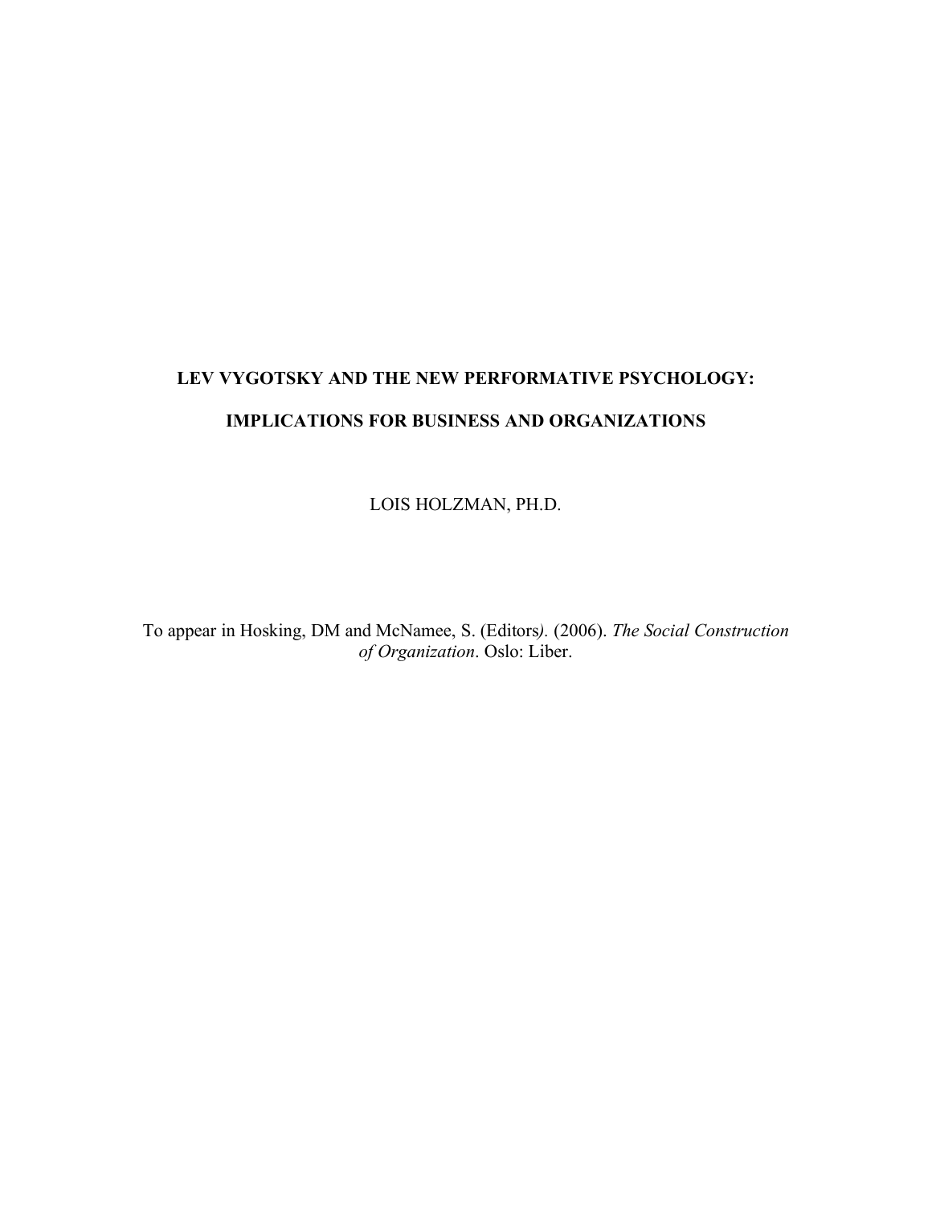# LEV VYGOTSKY AND THE NEW PERFORMATIVE PSYCHOLOGY:

# IMPLICATIONS FOR BUSINESS AND ORGANIZATIONS

LOIS HOLZMAN, PH.D.

To appear in Hosking, DM and McNamee, S. (Editors*).* (2006). *The Social Construction of Organization*. Oslo: Liber.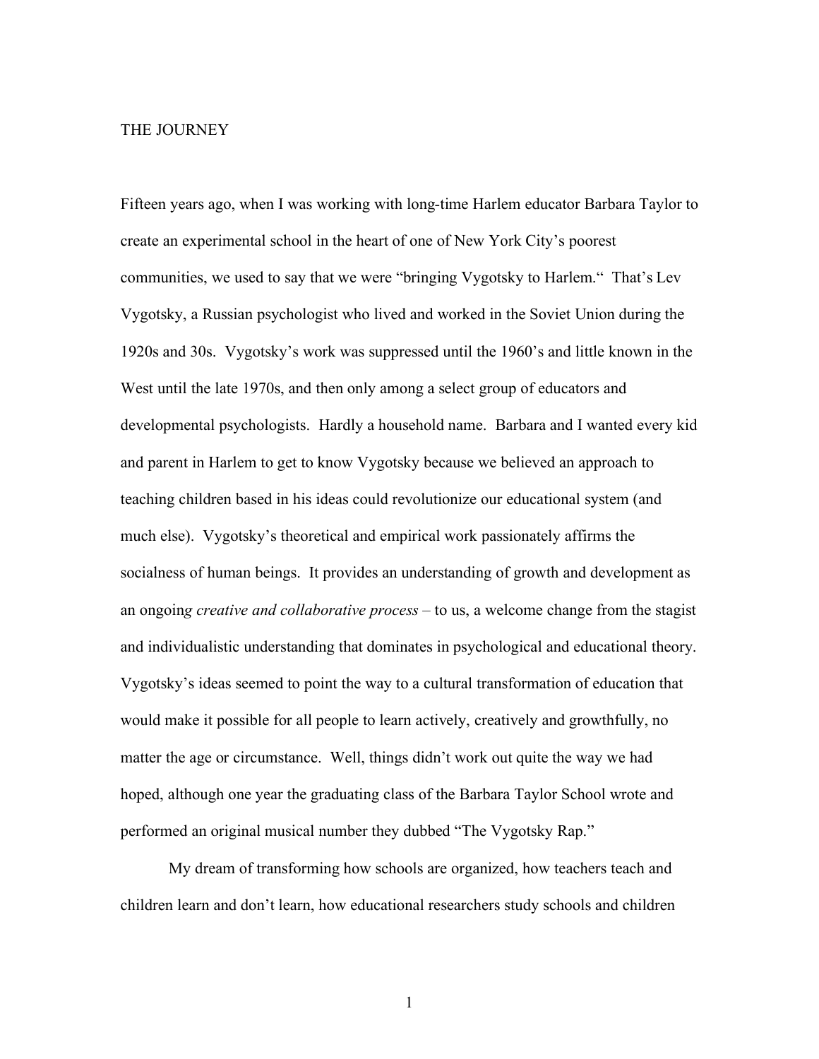# THE JOURNEY

Fifteen years ago, when I was working with long-time Harlem educator Barbara Taylor to create an experimental school in the heart of one of New York City's poorest communities, we used to say that we were "bringing Vygotsky to Harlem." That's Lev Vygotsky, a Russian psychologist who lived and worked in the Soviet Union during the 1920s and 30s. Vygotsky's work was suppressed until the 1960's and little known in the West until the late 1970s, and then only among a select group of educators and developmental psychologists. Hardly a household name. Barbara and I wanted every kid and parent in Harlem to get to know Vygotsky because we believed an approach to teaching children based in his ideas could revolutionize our educational system (and much else). Vygotsky's theoretical and empirical work passionately affirms the socialness of human beings. It provides an understanding of growth and development as an ongoing *creative and collaborative process* – to us, a welcome change from the stagist and individualistic understanding that dominates in psychological and educational theory. Vygotsky's ideas seemed to point the way to a cultural transformation of education that would make it possible for all people to learn actively, creatively and growthfully, no matter the age or circumstance. Well, things didn't work out quite the way we had hoped, although one year the graduating class of the Barbara Taylor School wrote and performed an original musical number they dubbed "The Vygotsky Rap."

My dream of transforming how schools are organized, how teachers teach and children learn and don't learn, how educational researchers study schools and children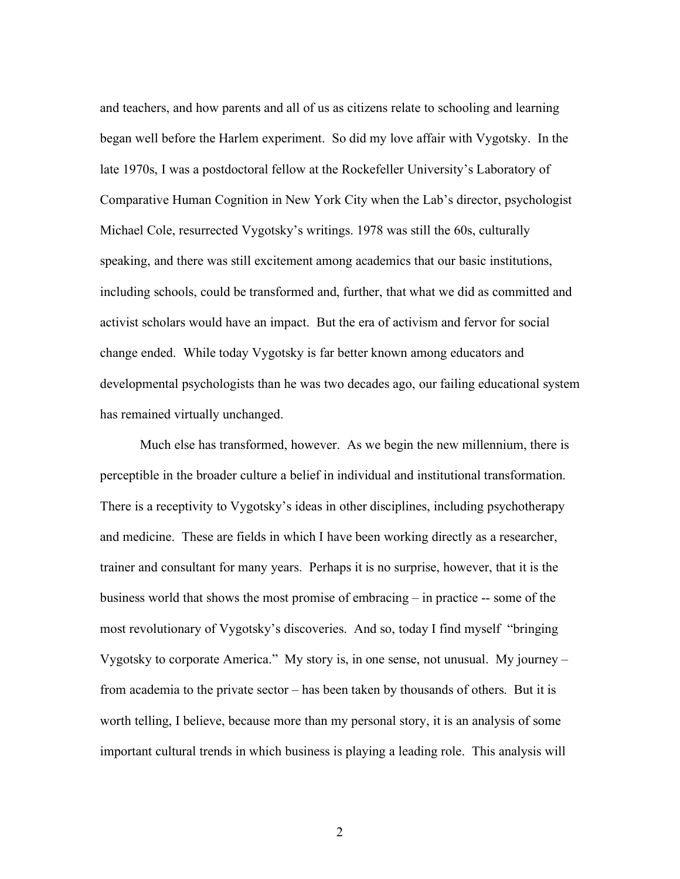and teachers, and how parents and all of us as citizens relate to schooling and learning began well before the Harlem experiment. So did my love affair with Vygotsky. In the late 1970s, I was a postdoctoral fellow at the Rockefeller University's Laboratory of Comparative Human Cognition in New York City when the Lab's director, psychologist Michael Cole, resurrected Vygotsky's writings. 1978 was still the 60s, culturally speaking, and there was still excitement among academics that our basic institutions, including schools, could be transformed and, further, that what we did as committed and activist scholars would have an impact. But the era of activism and fervor for social change ended. While today Vygotsky is far better known among educators and developmental psychologists than he was two decades ago, our failing educational system has remained virtually unchanged.

Much else has transformed, however. As we begin the new millennium, there is perceptible in the broader culture a belief in individual and institutional transformation. There is a receptivity to Vygotsky's ideas in other disciplines, including psychotherapy and medicine. These are fields in which I have been working directly as a researcher, trainer and consultant for many years. Perhaps it is no surprise, however, that it is the business world that shows the most promise of embracing – in practice -- some of the most revolutionary of Vygotsky's discoveries. And so, today I find myself "bringing Vygotsky to corporate America." My story is, in one sense, not unusual. My journey – from academia to the private sector – has been taken by thousands of others. But it is worth telling, I believe, because more than my personal story, it is an analysis of some important cultural trends in which business is playing a leading role. This analysis will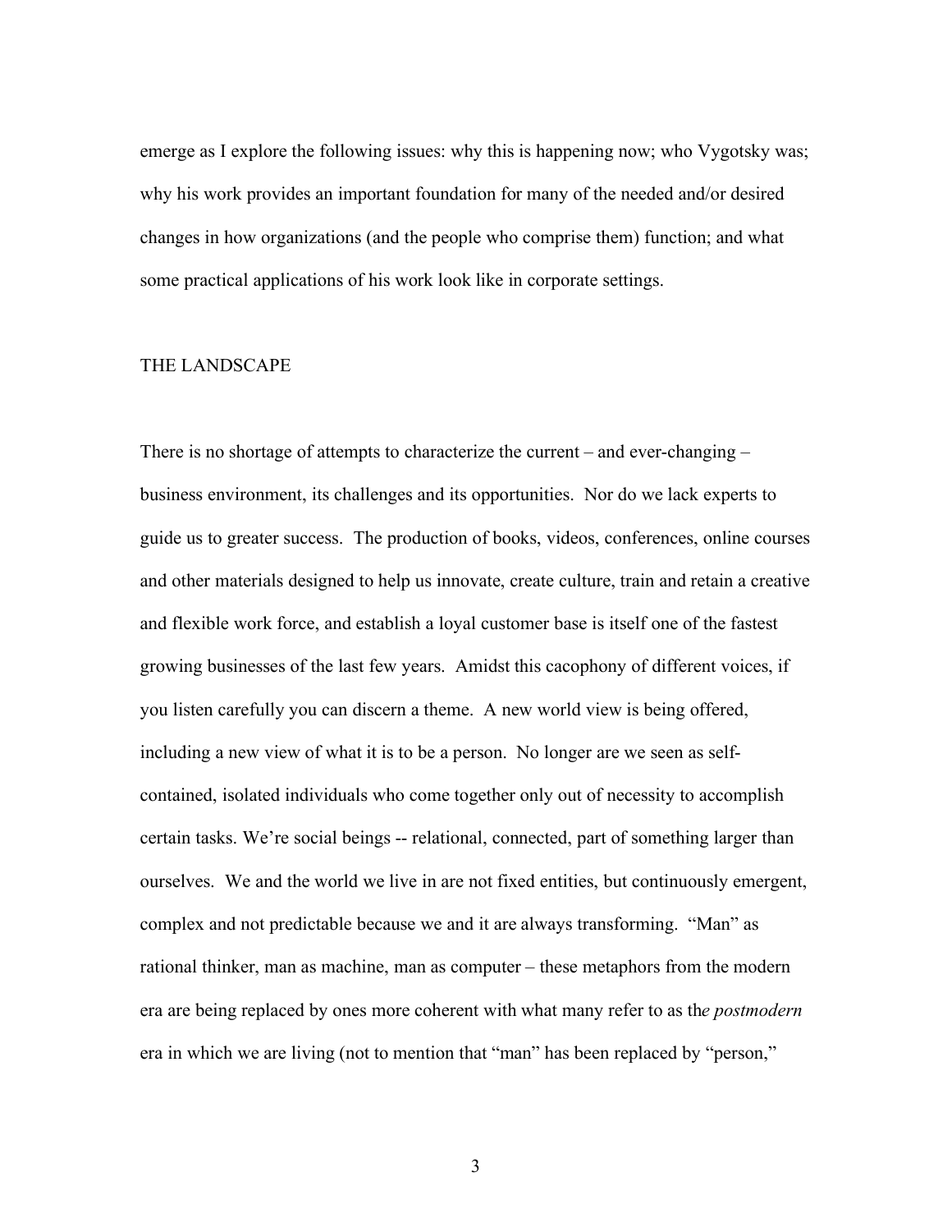emerge as I explore the following issues: why this is happening now; who Vygotsky was; why his work provides an important foundation for many of the needed and/or desired changes in how organizations (and the people who comprise them) function; and what some practical applications of his work look like in corporate settings.

## THE LANDSCAPE

There is no shortage of attempts to characterize the current – and ever-changing – business environment, its challenges and its opportunities. Nor do we lack experts to guide us to greater success. The production of books, videos, conferences, online courses and other materials designed to help us innovate, create culture, train and retain a creative and flexible work force, and establish a loyal customer base is itself one of the fastest growing businesses of the last few years. Amidst this cacophony of different voices, if you listen carefully you can discern a theme. A new world view is being offered, including a new view of what it is to be a person. No longer are we seen as self-contained, isolated individuals who come together only out of necessity to accomplish certain tasks. We're social beings -- relational, connected, part of something larger than ourselves. We and the world we live in are not fixed entities, but continuously emergent, complex and not predictable because we and it are always transforming. "Man" as rational thinker, man as machine, man as computer – these metaphors from the modern era are being replaced by ones more coherent with what many refer to as the *postmodern* era in which we are living (not to mention that "man" has been replaced by "person,"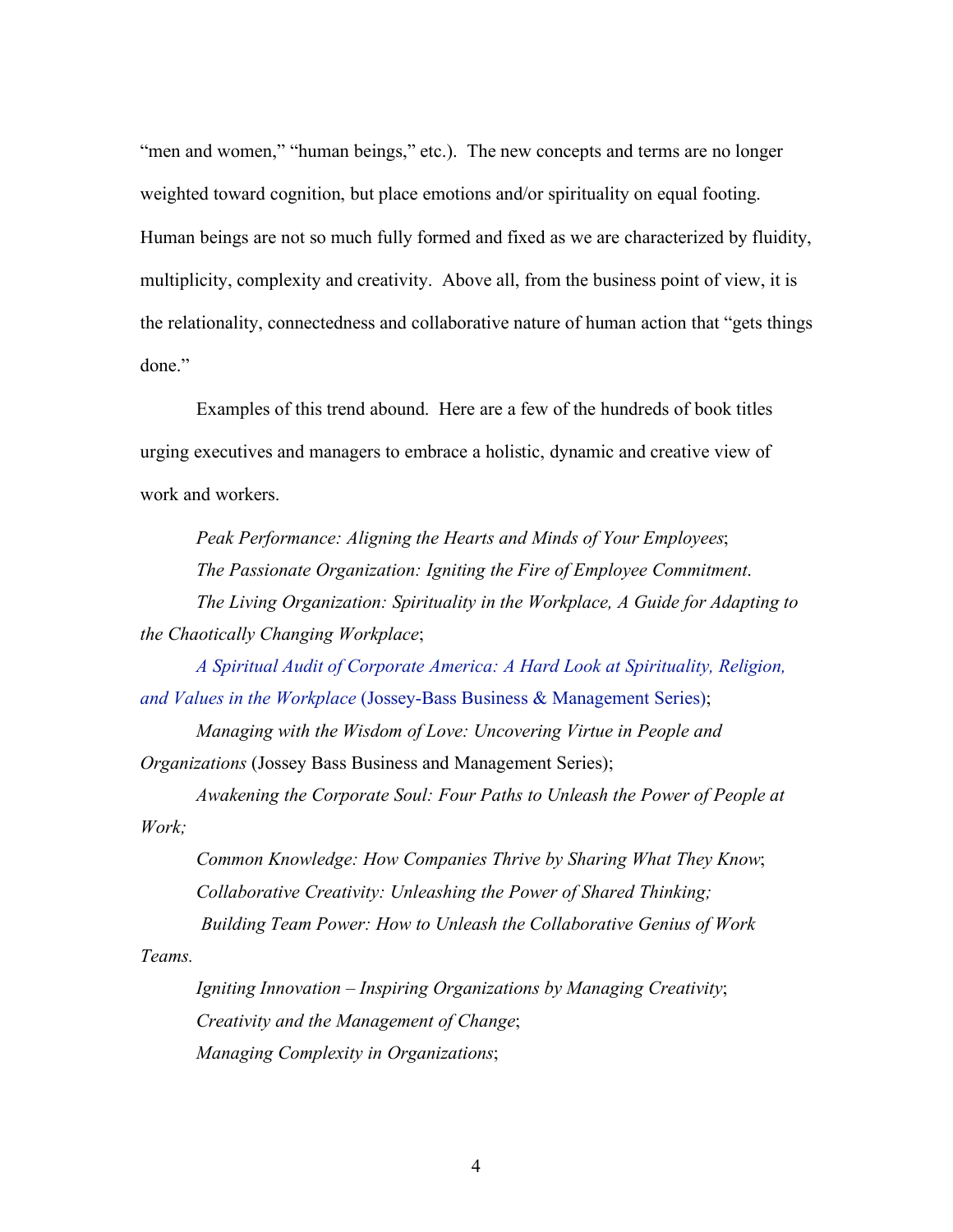"men and women," "human beings," etc.). The new concepts and terms are no longer weighted toward cognition, but place emotions and/or spirituality on equal footing. Human beings are not so much fully formed and fixed as we are characterized by fluidity, multiplicity, complexity and creativity. Above all, from the business point of view, it is the relationality, connectedness and collaborative nature of human action that "gets things done."

Examples of this trend abound. Here are a few of the hundreds of book titles urging executives and managers to embrace a holistic, dynamic and creative view of work and workers.

*Peak Performance: Aligning the Hearts and Minds of Your Employees*;
*The Passionate Organization: Igniting the Fire of Employee Commitment*.
*The Living Organization: Spirituality in the Workplace, A Guide for Adapting to the Chaotically Changing Workplace*;
*A Spiritual Audit of Corporate America: A Hard Look at Spirituality, Religion, and Values in the Workplace* (Jossey-Bass Business & Management Series);
*Managing with the Wisdom of Love: Uncovering Virtue in People and Organizations* (Jossey Bass Business and Management Series);
*Awakening the Corporate Soul: Four Paths to Unleash the Power of People at Work;*
*Common Knowledge: How Companies Thrive by Sharing What They Know*;
*Collaborative Creativity: Unleashing the Power of Shared Thinking;*
*Building Team Power: How to Unleash the Collaborative Genius of Work Teams.*
*Igniting Innovation – Inspiring Organizations by Managing Creativity*;
*Creativity and the Management of Change*;
*Managing Complexity in Organizations*;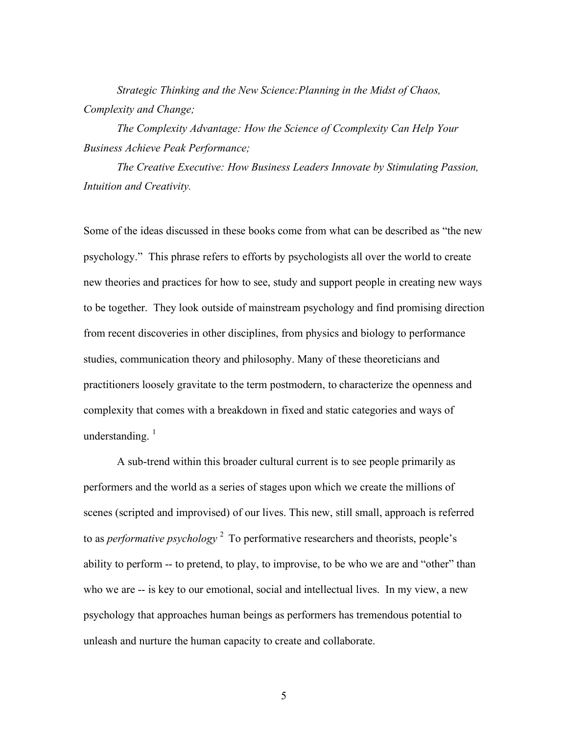*Strategic Thinking and the New Science:Planning in the Midst of Chaos, Complexity and Change;*

*The Complexity Advantage: How the Science of Ccomplexity Can Help Your Business Achieve Peak Performance;*

*The Creative Executive: How Business Leaders Innovate by Stimulating Passion, Intuition and Creativity.*

Some of the ideas discussed in these books come from what can be described as "the new psychology." This phrase refers to efforts by psychologists all over the world to create new theories and practices for how to see, study and support people in creating new ways to be together. They look outside of mainstream psychology and find promising direction from recent discoveries in other disciplines, from physics and biology to performance studies, communication theory and philosophy. Many of these theoreticians and practitioners loosely gravitate to the term postmodern, to characterize the openness and complexity that comes with a breakdown in fixed and static categories and ways of understanding. [1]

A sub-trend within this broader cultural current is to see people primarily as performers and the world as a series of stages upon which we create the millions of scenes (scripted and improvised) of our lives. This new, still small, approach is referred to as *performative psychology* [2] To performative researchers and theorists, people's ability to perform -- to pretend, to play, to improvise, to be who we are and "other" than who we are -- is key to our emotional, social and intellectual lives. In my view, a new psychology that approaches human beings as performers has tremendous potential to unleash and nurture the human capacity to create and collaborate.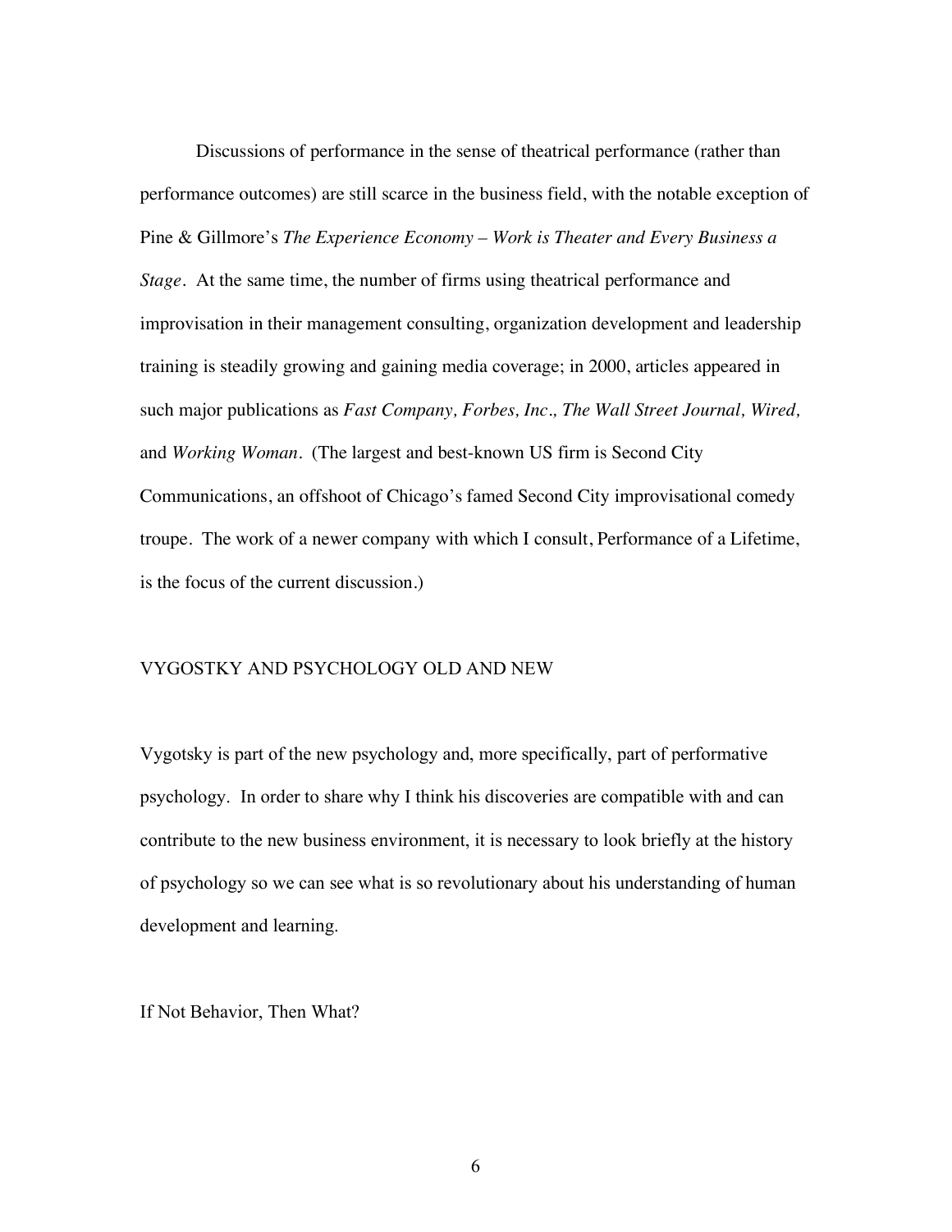Discussions of performance in the sense of theatrical performance (rather than performance outcomes) are still scarce in the business field, with the notable exception of Pine & Gillmore's *The Experience Economy – Work is Theater and Every Business a Stage*. At the same time, the number of firms using theatrical performance and improvisation in their management consulting, organization development and leadership training is steadily growing and gaining media coverage; in 2000, articles appeared in such major publications as *Fast Company, Forbes, Inc., The Wall Street Journal, Wired,* and *Working Woman*. (The largest and best-known US firm is Second City Communications, an offshoot of Chicago's famed Second City improvisational comedy troupe. The work of a newer company with which I consult, Performance of a Lifetime, is the focus of the current discussion.)

## VYGOSTKY AND PSYCHOLOGY OLD AND NEW

Vygotsky is part of the new psychology and, more specifically, part of performative psychology. In order to share why I think his discoveries are compatible with and can contribute to the new business environment, it is necessary to look briefly at the history of psychology so we can see what is so revolutionary about his understanding of human development and learning.

### If Not Behavior, Then What?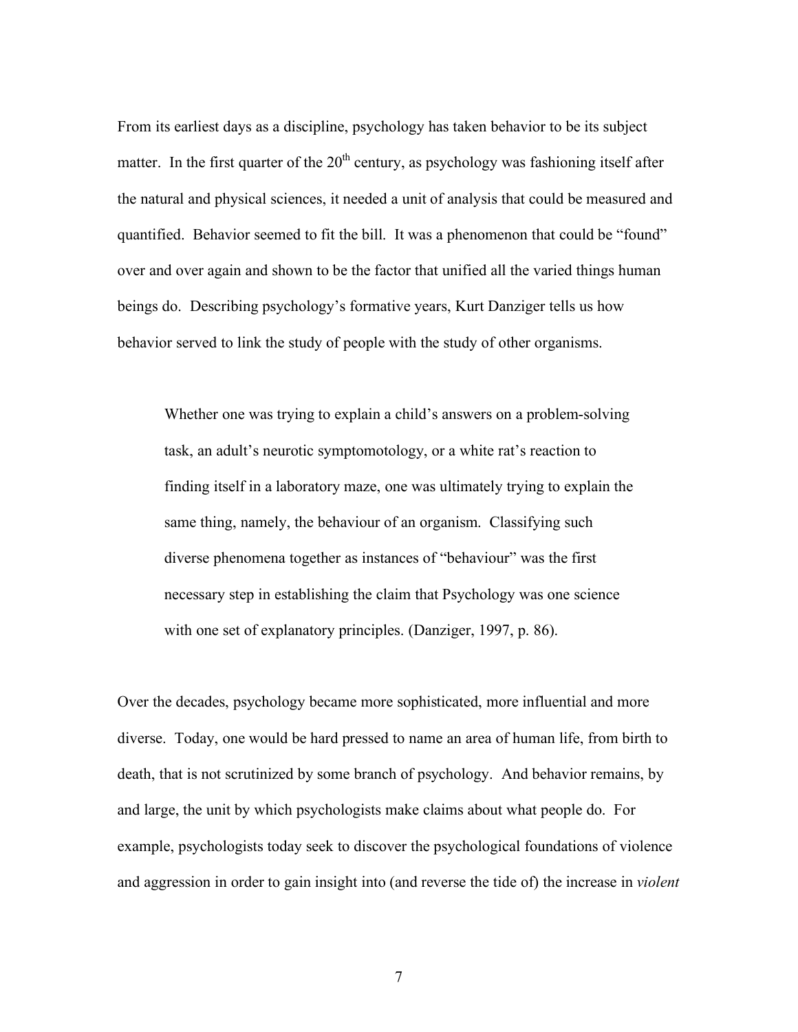From its earliest days as a discipline, psychology has taken behavior to be its subject matter. In the first quarter of the 20th century, as psychology was fashioning itself after the natural and physical sciences, it needed a unit of analysis that could be measured and quantified. Behavior seemed to fit the bill. It was a phenomenon that could be "found" over and over again and shown to be the factor that unified all the varied things human beings do. Describing psychology's formative years, Kurt Danziger tells us how behavior served to link the study of people with the study of other organisms.

> Whether one was trying to explain a child's answers on a problem-solving task, an adult's neurotic symptomotology, or a white rat's reaction to finding itself in a laboratory maze, one was ultimately trying to explain the same thing, namely, the behaviour of an organism. Classifying such diverse phenomena together as instances of "behaviour" was the first necessary step in establishing the claim that Psychology was one science with one set of explanatory principles. (Danziger, 1997, p. 86).

Over the decades, psychology became more sophisticated, more influential and more diverse. Today, one would be hard pressed to name an area of human life, from birth to death, that is not scrutinized by some branch of psychology. And behavior remains, by and large, the unit by which psychologists make claims about what people do. For example, psychologists today seek to discover the psychological foundations of violence and aggression in order to gain insight into (and reverse the tide of) the increase in *violent*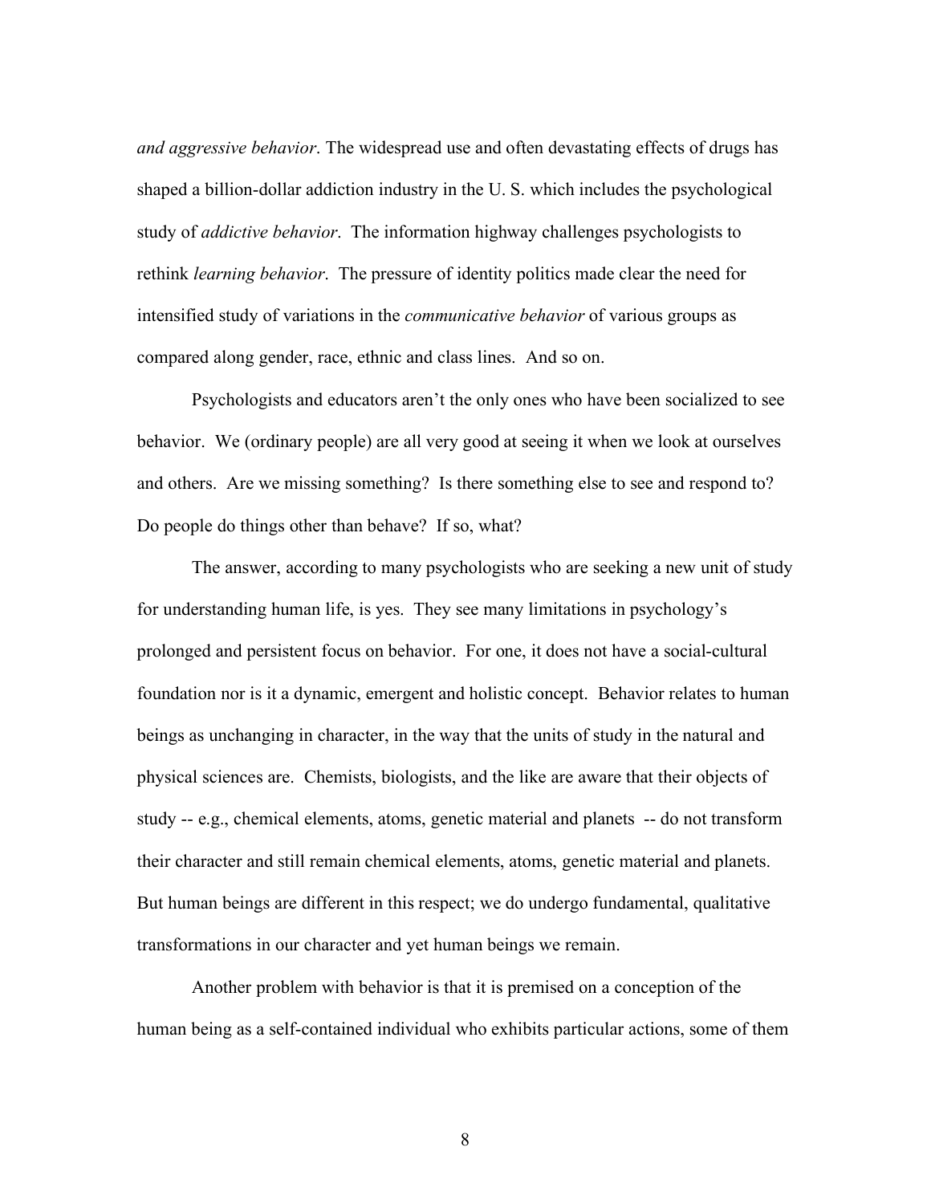*and aggressive behavior*. The widespread use and often devastating effects of drugs has shaped a billion-dollar addiction industry in the U. S. which includes the psychological study of *addictive behavior*. The information highway challenges psychologists to rethink *learning behavior*. The pressure of identity politics made clear the need for intensified study of variations in the *communicative behavior* of various groups as compared along gender, race, ethnic and class lines. And so on.

Psychologists and educators aren't the only ones who have been socialized to see behavior. We (ordinary people) are all very good at seeing it when we look at ourselves and others. Are we missing something? Is there something else to see and respond to? Do people do things other than behave? If so, what?

The answer, according to many psychologists who are seeking a new unit of study for understanding human life, is yes. They see many limitations in psychology's prolonged and persistent focus on behavior. For one, it does not have a social-cultural foundation nor is it a dynamic, emergent and holistic concept. Behavior relates to human beings as unchanging in character, in the way that the units of study in the natural and physical sciences are. Chemists, biologists, and the like are aware that their objects of study -- e.g., chemical elements, atoms, genetic material and planets -- do not transform their character and still remain chemical elements, atoms, genetic material and planets. But human beings are different in this respect; we do undergo fundamental, qualitative transformations in our character and yet human beings we remain.

Another problem with behavior is that it is premised on a conception of the human being as a self-contained individual who exhibits particular actions, some of them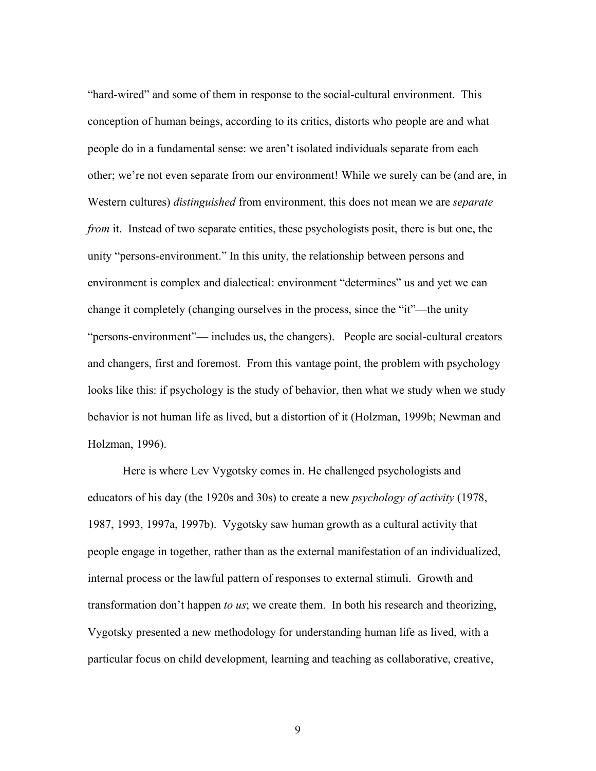"hard-wired" and some of them in response to the social-cultural environment. This conception of human beings, according to its critics, distorts who people are and what people do in a fundamental sense: we aren't isolated individuals separate from each other; we're not even separate from our environment! While we surely can be (and are, in Western cultures) *distinguished* from environment, this does not mean we are *separate from* it. Instead of two separate entities, these psychologists posit, there is but one, the unity "persons-environment." In this unity, the relationship between persons and environment is complex and dialectical: environment "determines" us and yet we can change it completely (changing ourselves in the process, since the "it"—the unity "persons-environment"— includes us, the changers). People are social-cultural creators and changers, first and foremost. From this vantage point, the problem with psychology looks like this: if psychology is the study of behavior, then what we study when we study behavior is not human life as lived, but a distortion of it (Holzman, 1999b; Newman and Holzman, 1996).

Here is where Lev Vygotsky comes in. He challenged psychologists and educators of his day (the 1920s and 30s) to create a new *psychology of activity* (1978, 1987, 1993, 1997a, 1997b). Vygotsky saw human growth as a cultural activity that people engage in together, rather than as the external manifestation of an individualized, internal process or the lawful pattern of responses to external stimuli. Growth and transformation don't happen *to us*; we create them. In both his research and theorizing, Vygotsky presented a new methodology for understanding human life as lived, with a particular focus on child development, learning and teaching as collaborative, creative,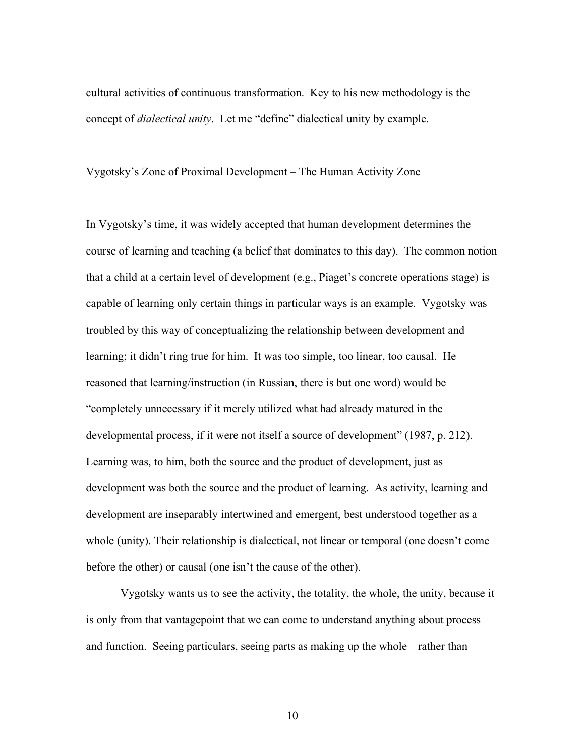cultural activities of continuous transformation. Key to his new methodology is the concept of *dialectical unity*. Let me "define" dialectical unity by example.

## Vygotsky's Zone of Proximal Development – The Human Activity Zone

In Vygotsky's time, it was widely accepted that human development determines the course of learning and teaching (a belief that dominates to this day). The common notion that a child at a certain level of development (e.g., Piaget's concrete operations stage) is capable of learning only certain things in particular ways is an example. Vygotsky was troubled by this way of conceptualizing the relationship between development and learning; it didn't ring true for him. It was too simple, too linear, too causal. He reasoned that learning/instruction (in Russian, there is but one word) would be "completely unnecessary if it merely utilized what had already matured in the developmental process, if it were not itself a source of development" (1987, p. 212). Learning was, to him, both the source and the product of development, just as development was both the source and the product of learning. As activity, learning and development are inseparably intertwined and emergent, best understood together as a whole (unity). Their relationship is dialectical, not linear or temporal (one doesn't come before the other) or causal (one isn't the cause of the other).

Vygotsky wants us to see the activity, the totality, the whole, the unity, because it is only from that vantagepoint that we can come to understand anything about process and function. Seeing particulars, seeing parts as making up the whole—rather than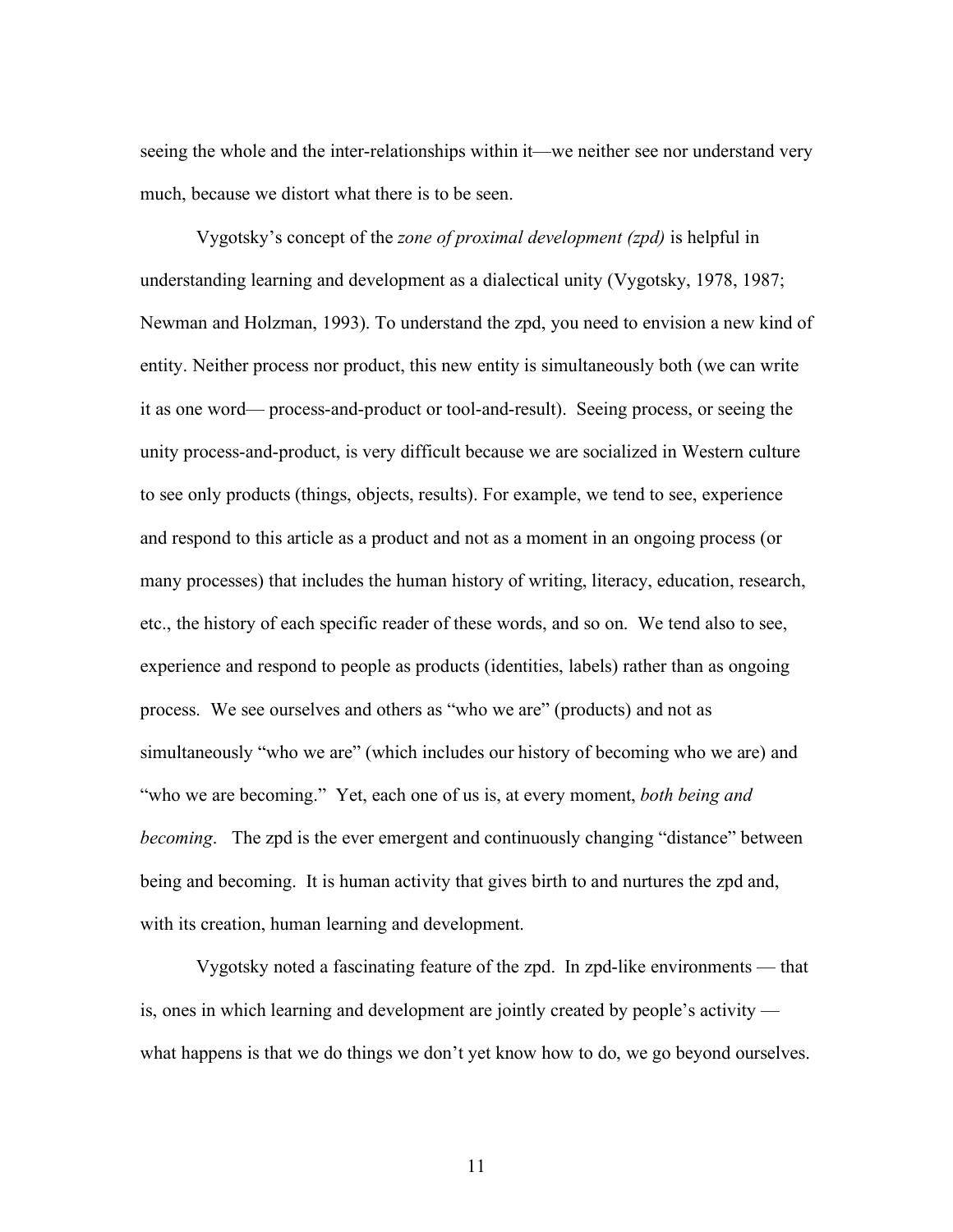seeing the whole and the inter-relationships within it—we neither see nor understand very much, because we distort what there is to be seen.

Vygotsky's concept of the *zone of proximal development (zpd)* is helpful in understanding learning and development as a dialectical unity (Vygotsky, 1978, 1987; Newman and Holzman, 1993). To understand the zpd, you need to envision a new kind of entity. Neither process nor product, this new entity is simultaneously both (we can write it as one word— process-and-product or tool-and-result). Seeing process, or seeing the unity process-and-product, is very difficult because we are socialized in Western culture to see only products (things, objects, results). For example, we tend to see, experience and respond to this article as a product and not as a moment in an ongoing process (or many processes) that includes the human history of writing, literacy, education, research, etc., the history of each specific reader of these words, and so on. We tend also to see, experience and respond to people as products (identities, labels) rather than as ongoing process. We see ourselves and others as "who we are" (products) and not as simultaneously "who we are" (which includes our history of becoming who we are) and "who we are becoming." Yet, each one of us is, at every moment, *both being and becoming*. The zpd is the ever emergent and continuously changing "distance" between being and becoming. It is human activity that gives birth to and nurtures the zpd and, with its creation, human learning and development.

Vygotsky noted a fascinating feature of the zpd. In zpd-like environments — that is, ones in which learning and development are jointly created by people's activity — what happens is that we do things we don't yet know how to do, we go beyond ourselves.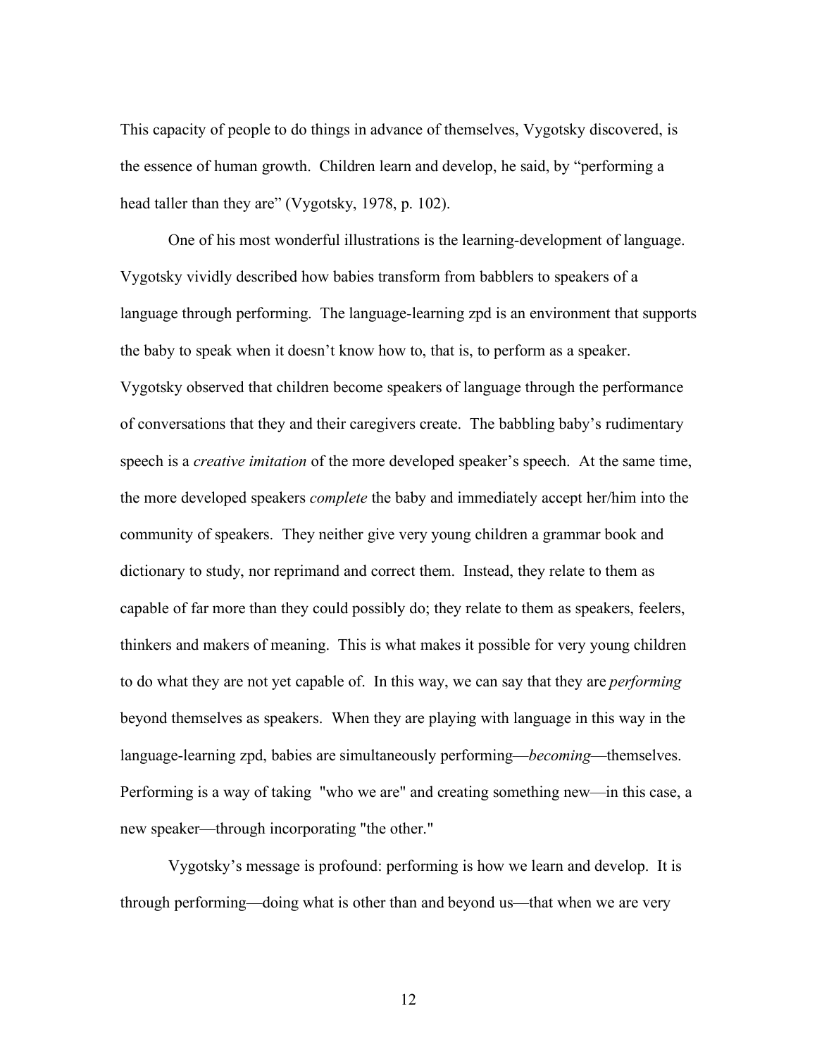This capacity of people to do things in advance of themselves, Vygotsky discovered, is the essence of human growth. Children learn and develop, he said, by "performing a head taller than they are" (Vygotsky, 1978, p. 102).

One of his most wonderful illustrations is the learning-development of language. Vygotsky vividly described how babies transform from babblers to speakers of a language through performing. The language-learning zpd is an environment that supports the baby to speak when it doesn't know how to, that is, to perform as a speaker. Vygotsky observed that children become speakers of language through the performance of conversations that they and their caregivers create. The babbling baby's rudimentary speech is a *creative imitation* of the more developed speaker's speech. At the same time, the more developed speakers *complete* the baby and immediately accept her/him into the community of speakers. They neither give very young children a grammar book and dictionary to study, nor reprimand and correct them. Instead, they relate to them as capable of far more than they could possibly do; they relate to them as speakers, feelers, thinkers and makers of meaning. This is what makes it possible for very young children to do what they are not yet capable of. In this way, we can say that they are *performing* beyond themselves as speakers. When they are playing with language in this way in the language-learning zpd, babies are simultaneously performing—*becoming*—themselves. Performing is a way of taking "who we are" and creating something new—in this case, a new speaker—through incorporating "the other."

Vygotsky's message is profound: performing is how we learn and develop. It is through performing—doing what is other than and beyond us—that when we are very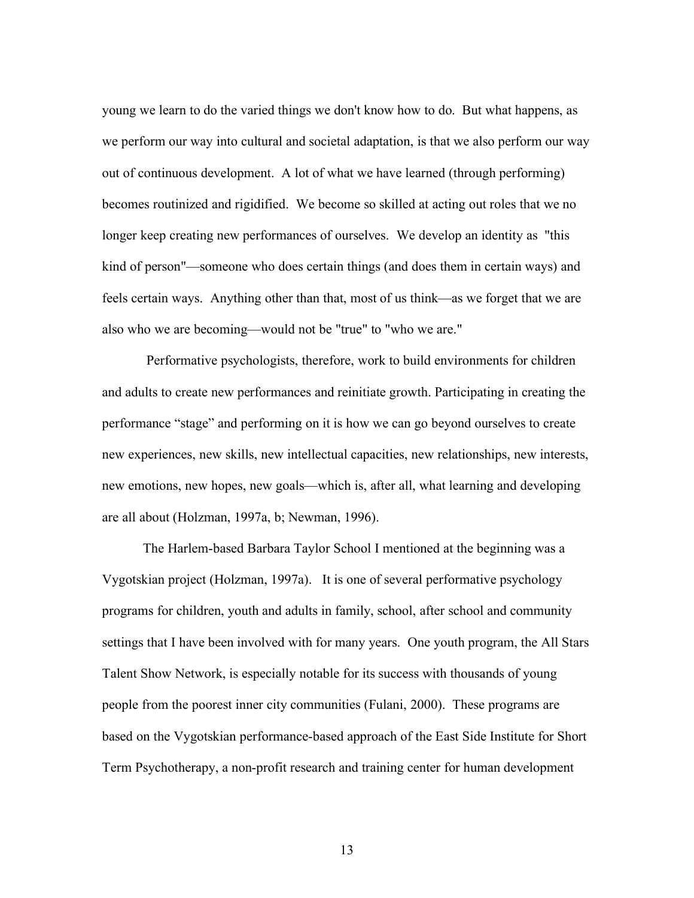young we learn to do the varied things we don't know how to do. But what happens, as we perform our way into cultural and societal adaptation, is that we also perform our way out of continuous development. A lot of what we have learned (through performing) becomes routinized and rigidified. We become so skilled at acting out roles that we no longer keep creating new performances of ourselves. We develop an identity as "this kind of person"—someone who does certain things (and does them in certain ways) and feels certain ways. Anything other than that, most of us think—as we forget that we are also who we are becoming—would not be "true" to "who we are."

Performative psychologists, therefore, work to build environments for children and adults to create new performances and reinitiate growth. Participating in creating the performance "stage" and performing on it is how we can go beyond ourselves to create new experiences, new skills, new intellectual capacities, new relationships, new interests, new emotions, new hopes, new goals—which is, after all, what learning and developing are all about (Holzman, 1997a, b; Newman, 1996).

The Harlem-based Barbara Taylor School I mentioned at the beginning was a Vygotskian project (Holzman, 1997a). It is one of several performative psychology programs for children, youth and adults in family, school, after school and community settings that I have been involved with for many years. One youth program, the All Stars Talent Show Network, is especially notable for its success with thousands of young people from the poorest inner city communities (Fulani, 2000). These programs are based on the Vygotskian performance-based approach of the East Side Institute for Short Term Psychotherapy, a non-profit research and training center for human development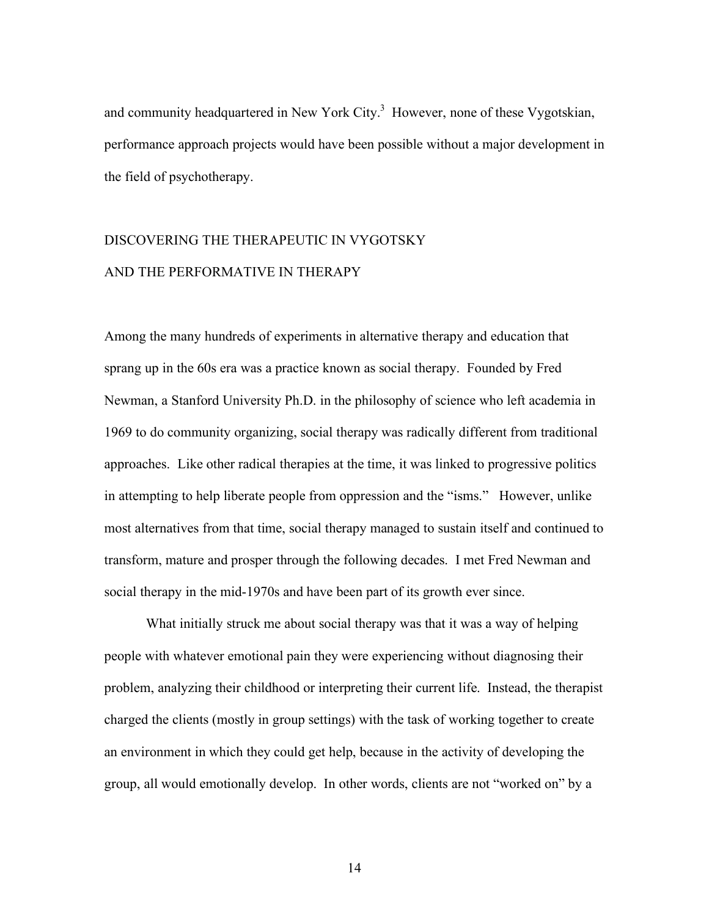and community headquartered in New York City.[3] However, none of these Vygotskian, performance approach projects would have been possible without a major development in the field of psychotherapy.

## DISCOVERING THE THERAPEUTIC IN VYGOTSKY AND THE PERFORMATIVE IN THERAPY

Among the many hundreds of experiments in alternative therapy and education that sprang up in the 60s era was a practice known as social therapy. Founded by Fred Newman, a Stanford University Ph.D. in the philosophy of science who left academia in 1969 to do community organizing, social therapy was radically different from traditional approaches. Like other radical therapies at the time, it was linked to progressive politics in attempting to help liberate people from oppression and the "isms." However, unlike most alternatives from that time, social therapy managed to sustain itself and continued to transform, mature and prosper through the following decades. I met Fred Newman and social therapy in the mid-1970s and have been part of its growth ever since.

What initially struck me about social therapy was that it was a way of helping people with whatever emotional pain they were experiencing without diagnosing their problem, analyzing their childhood or interpreting their current life. Instead, the therapist charged the clients (mostly in group settings) with the task of working together to create an environment in which they could get help, because in the activity of developing the group, all would emotionally develop. In other words, clients are not "worked on" by a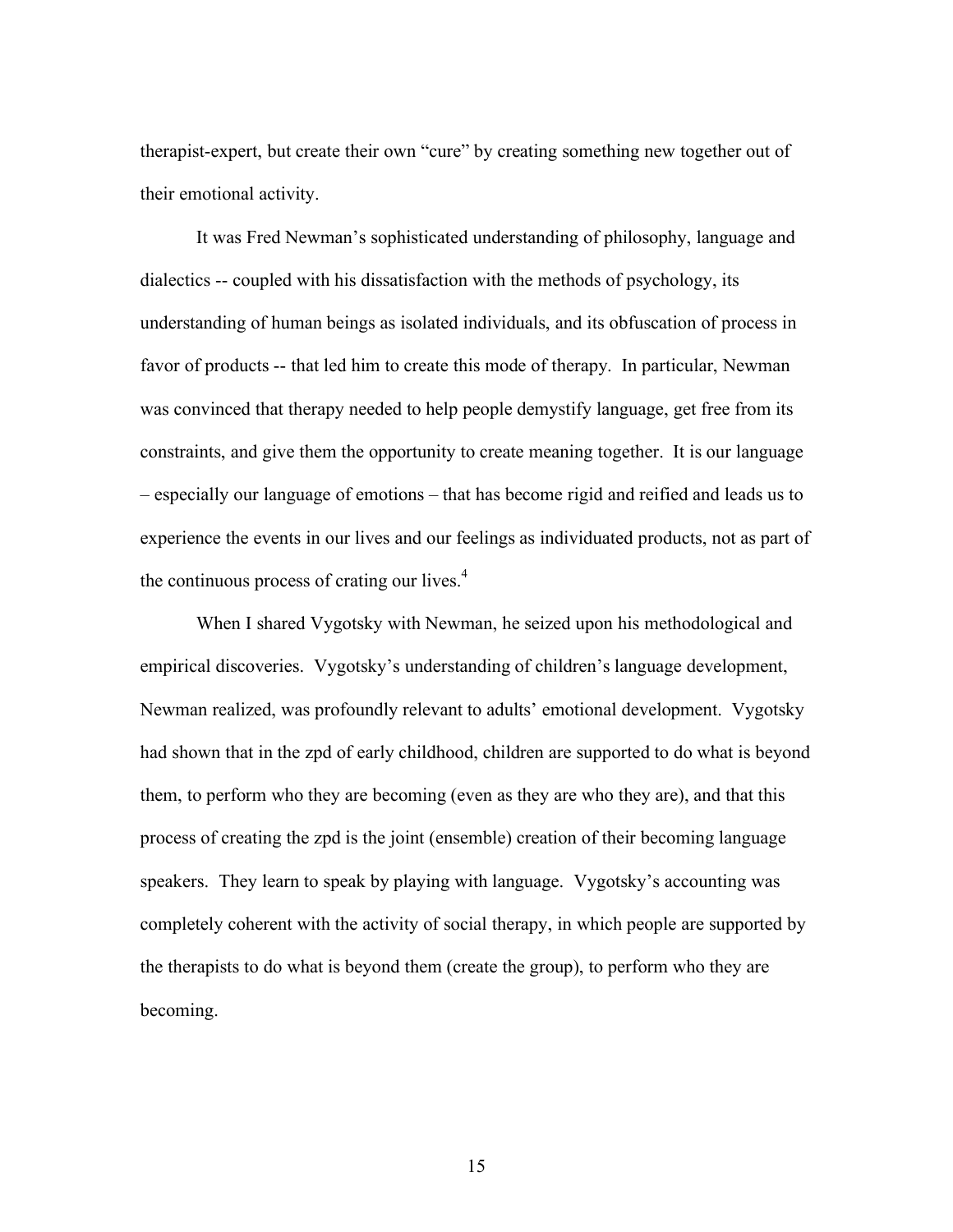therapist-expert, but create their own "cure" by creating something new together out of their emotional activity.

It was Fred Newman's sophisticated understanding of philosophy, language and dialectics -- coupled with his dissatisfaction with the methods of psychology, its understanding of human beings as isolated individuals, and its obfuscation of process in favor of products -- that led him to create this mode of therapy. In particular, Newman was convinced that therapy needed to help people demystify language, get free from its constraints, and give them the opportunity to create meaning together. It is our language – especially our language of emotions – that has become rigid and reified and leads us to experience the events in our lives and our feelings as individuated products, not as part of the continuous process of crating our lives.[4]

When I shared Vygotsky with Newman, he seized upon his methodological and empirical discoveries. Vygotsky's understanding of children's language development, Newman realized, was profoundly relevant to adults' emotional development. Vygotsky had shown that in the zpd of early childhood, children are supported to do what is beyond them, to perform who they are becoming (even as they are who they are), and that this process of creating the zpd is the joint (ensemble) creation of their becoming language speakers. They learn to speak by playing with language. Vygotsky's accounting was completely coherent with the activity of social therapy, in which people are supported by the therapists to do what is beyond them (create the group), to perform who they are becoming.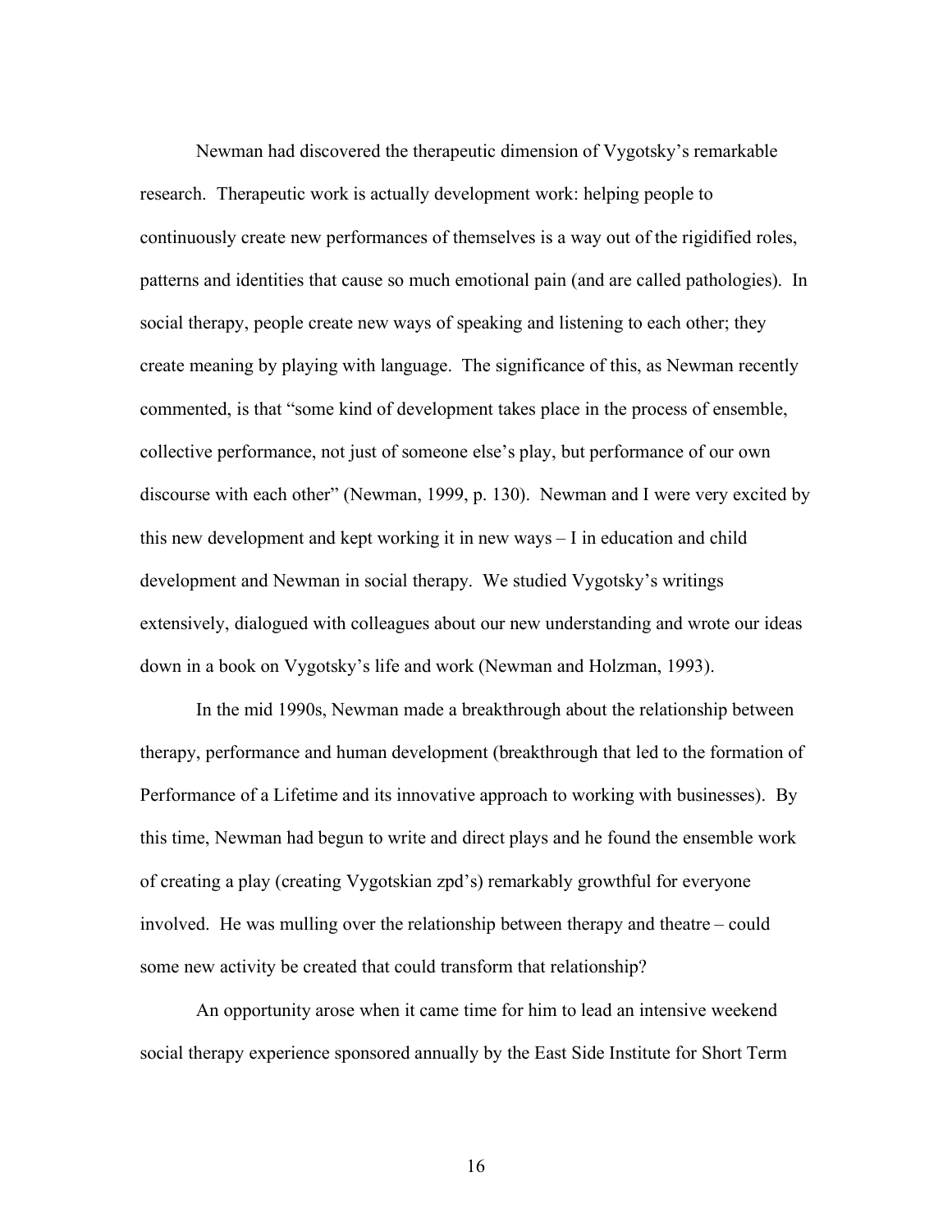Newman had discovered the therapeutic dimension of Vygotsky's remarkable research. Therapeutic work is actually development work: helping people to continuously create new performances of themselves is a way out of the rigidified roles, patterns and identities that cause so much emotional pain (and are called pathologies). In social therapy, people create new ways of speaking and listening to each other; they create meaning by playing with language. The significance of this, as Newman recently commented, is that "some kind of development takes place in the process of ensemble, collective performance, not just of someone else's play, but performance of our own discourse with each other" (Newman, 1999, p. 130). Newman and I were very excited by this new development and kept working it in new ways – I in education and child development and Newman in social therapy. We studied Vygotsky's writings extensively, dialogued with colleagues about our new understanding and wrote our ideas down in a book on Vygotsky's life and work (Newman and Holzman, 1993).

In the mid 1990s, Newman made a breakthrough about the relationship between therapy, performance and human development (breakthrough that led to the formation of Performance of a Lifetime and its innovative approach to working with businesses). By this time, Newman had begun to write and direct plays and he found the ensemble work of creating a play (creating Vygotskian zpd's) remarkably growthful for everyone involved. He was mulling over the relationship between therapy and theatre – could some new activity be created that could transform that relationship?

An opportunity arose when it came time for him to lead an intensive weekend social therapy experience sponsored annually by the East Side Institute for Short Term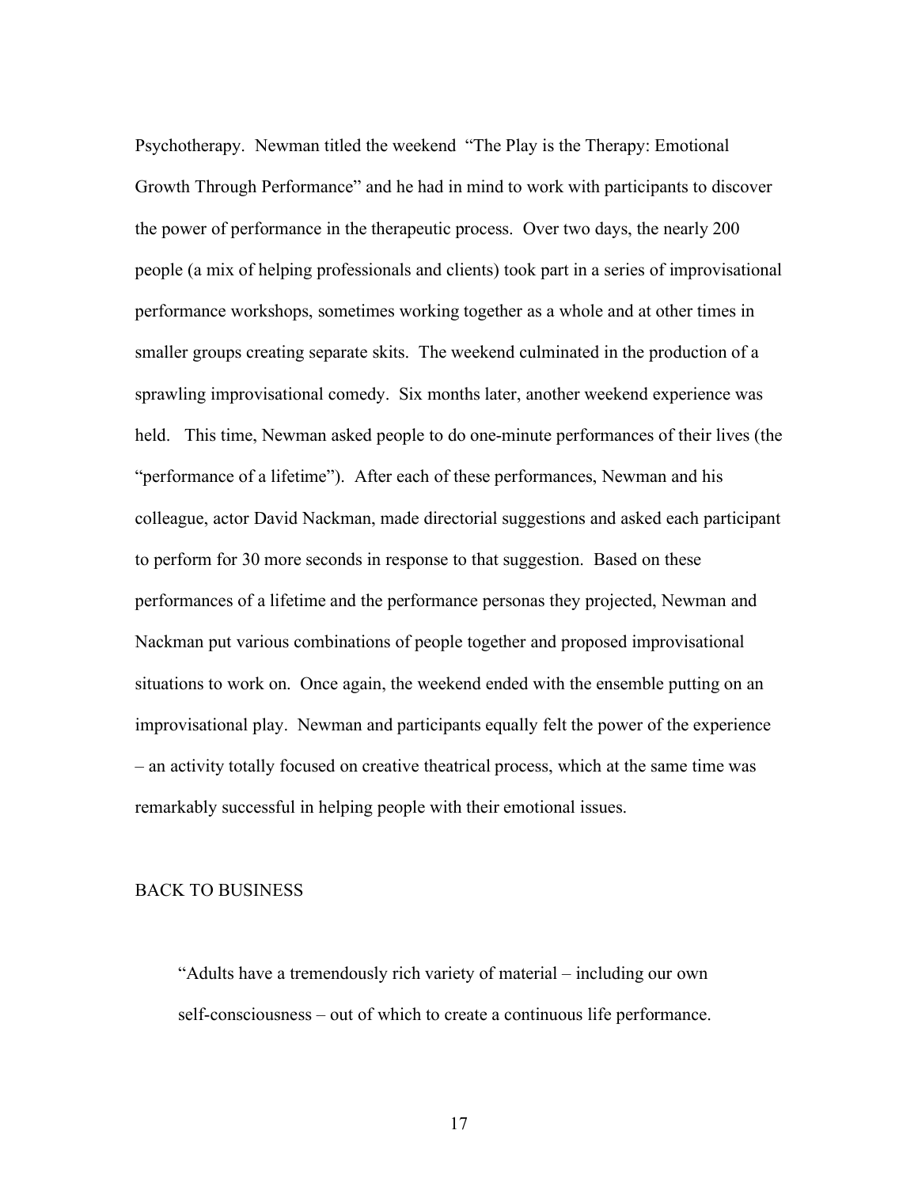Psychotherapy. Newman titled the weekend "The Play is the Therapy: Emotional Growth Through Performance" and he had in mind to work with participants to discover the power of performance in the therapeutic process. Over two days, the nearly 200 people (a mix of helping professionals and clients) took part in a series of improvisational performance workshops, sometimes working together as a whole and at other times in smaller groups creating separate skits. The weekend culminated in the production of a sprawling improvisational comedy. Six months later, another weekend experience was held. This time, Newman asked people to do one-minute performances of their lives (the "performance of a lifetime"). After each of these performances, Newman and his colleague, actor David Nackman, made directorial suggestions and asked each participant to perform for 30 more seconds in response to that suggestion. Based on these performances of a lifetime and the performance personas they projected, Newman and Nackman put various combinations of people together and proposed improvisational situations to work on. Once again, the weekend ended with the ensemble putting on an improvisational play. Newman and participants equally felt the power of the experience – an activity totally focused on creative theatrical process, which at the same time was remarkably successful in helping people with their emotional issues.

## BACK TO BUSINESS

> "Adults have a tremendously rich variety of material – including our own self-consciousness – out of which to create a continuous life performance.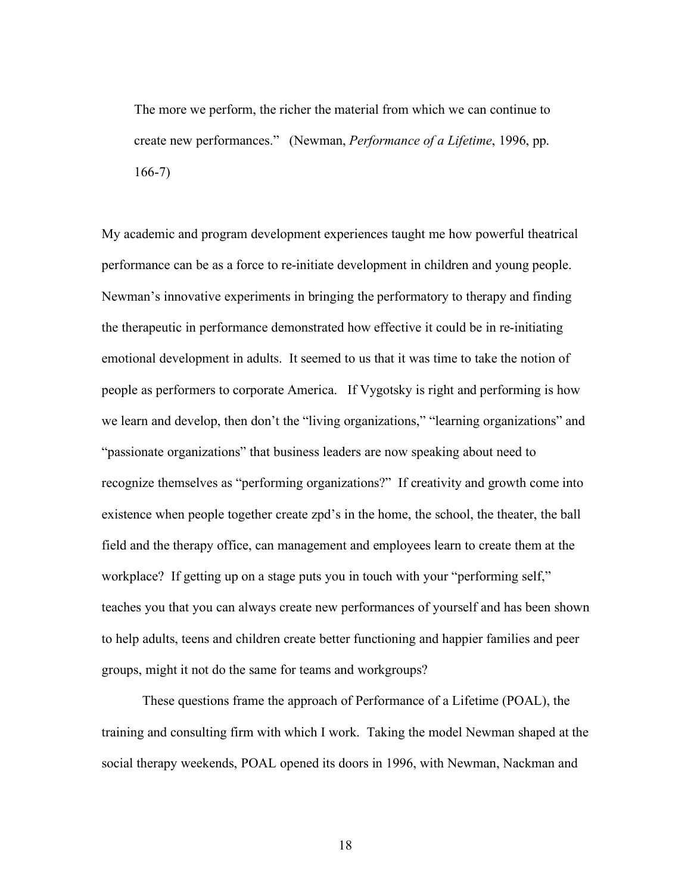> The more we perform, the richer the material from which we can continue to create new performances." (Newman, *Performance of a Lifetime*, 1996, pp. 166-7)

My academic and program development experiences taught me how powerful theatrical performance can be as a force to re-initiate development in children and young people. Newman's innovative experiments in bringing the performatory to therapy and finding the therapeutic in performance demonstrated how effective it could be in re-initiating emotional development in adults. It seemed to us that it was time to take the notion of people as performers to corporate America. If Vygotsky is right and performing is how we learn and develop, then don't the "living organizations," "learning organizations" and "passionate organizations" that business leaders are now speaking about need to recognize themselves as "performing organizations?" If creativity and growth come into existence when people together create zpd's in the home, the school, the theater, the ball field and the therapy office, can management and employees learn to create them at the workplace? If getting up on a stage puts you in touch with your "performing self," teaches you that you can always create new performances of yourself and has been shown to help adults, teens and children create better functioning and happier families and peer groups, might it not do the same for teams and workgroups?

These questions frame the approach of Performance of a Lifetime (POAL), the training and consulting firm with which I work. Taking the model Newman shaped at the social therapy weekends, POAL opened its doors in 1996, with Newman, Nackman and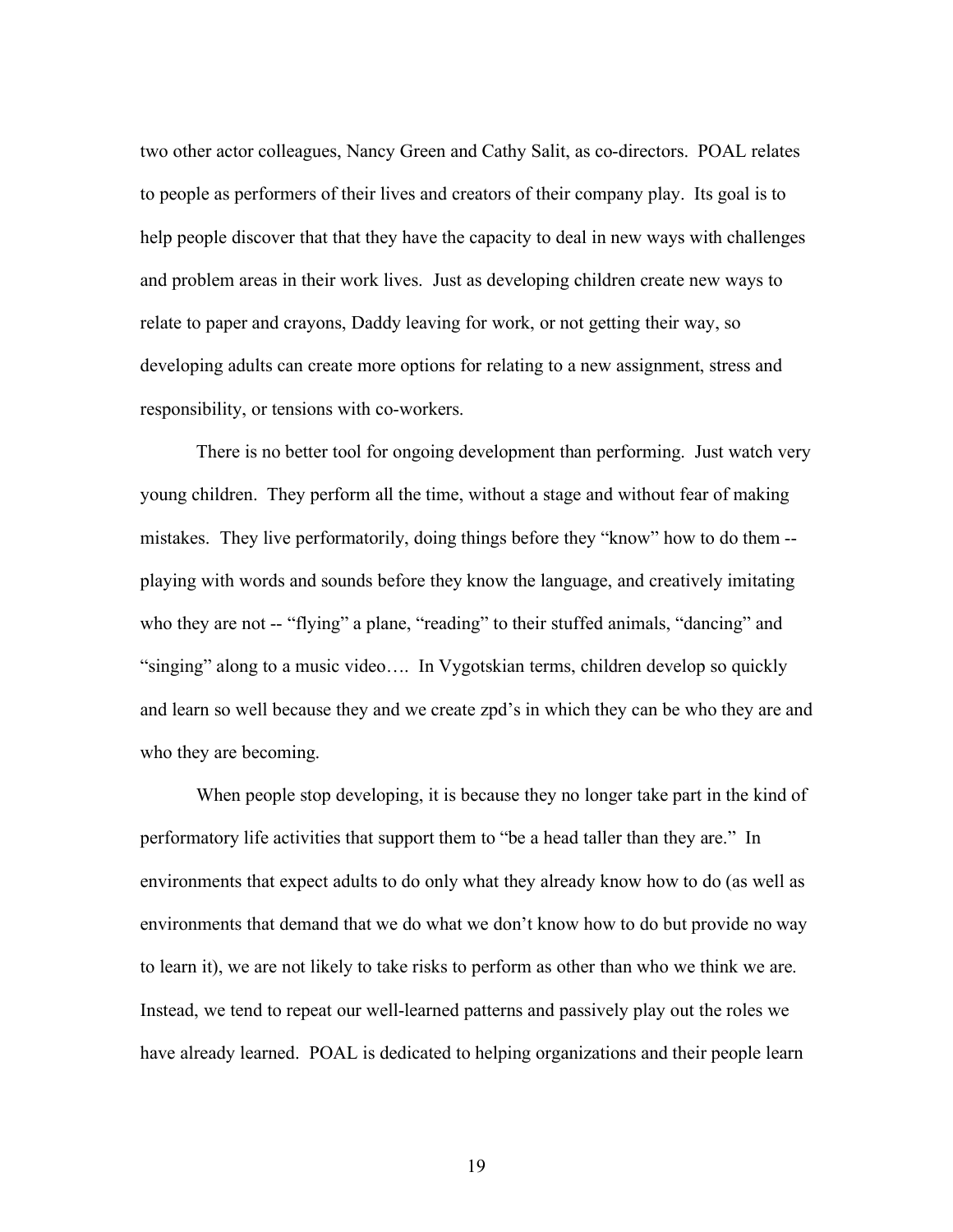two other actor colleagues, Nancy Green and Cathy Salit, as co-directors. POAL relates to people as performers of their lives and creators of their company play. Its goal is to help people discover that that they have the capacity to deal in new ways with challenges and problem areas in their work lives. Just as developing children create new ways to relate to paper and crayons, Daddy leaving for work, or not getting their way, so developing adults can create more options for relating to a new assignment, stress and responsibility, or tensions with co-workers.

There is no better tool for ongoing development than performing. Just watch very young children. They perform all the time, without a stage and without fear of making mistakes. They live performatorily, doing things before they "know" how to do them -- playing with words and sounds before they know the language, and creatively imitating who they are not -- "flying" a plane, "reading" to their stuffed animals, "dancing" and "singing" along to a music video…. In Vygotskian terms, children develop so quickly and learn so well because they and we create zpd's in which they can be who they are and who they are becoming.

When people stop developing, it is because they no longer take part in the kind of performatory life activities that support them to "be a head taller than they are." In environments that expect adults to do only what they already know how to do (as well as environments that demand that we do what we don't know how to do but provide no way to learn it), we are not likely to take risks to perform as other than who we think we are. Instead, we tend to repeat our well-learned patterns and passively play out the roles we have already learned. POAL is dedicated to helping organizations and their people learn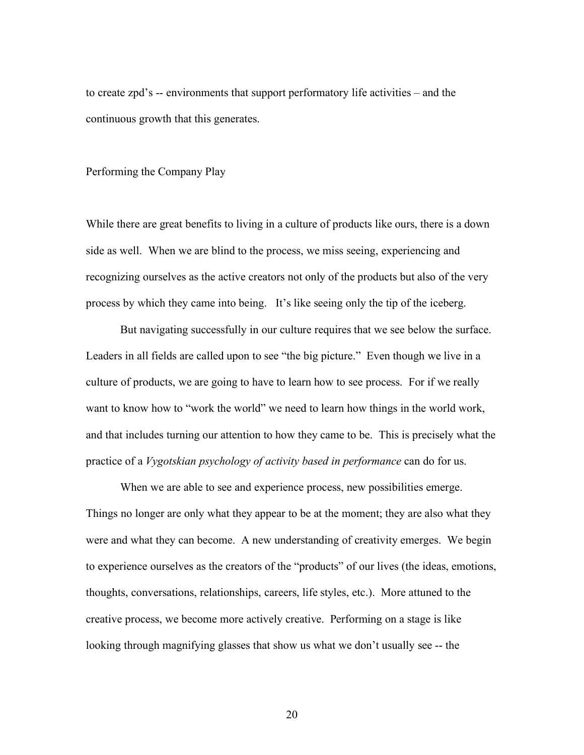to create zpd's -- environments that support performatory life activities – and the continuous growth that this generates.

## Performing the Company Play

While there are great benefits to living in a culture of products like ours, there is a down side as well. When we are blind to the process, we miss seeing, experiencing and recognizing ourselves as the active creators not only of the products but also of the very process by which they came into being. It's like seeing only the tip of the iceberg.

But navigating successfully in our culture requires that we see below the surface. Leaders in all fields are called upon to see "the big picture." Even though we live in a culture of products, we are going to have to learn how to see process. For if we really want to know how to "work the world" we need to learn how things in the world work, and that includes turning our attention to how they came to be. This is precisely what the practice of a *Vygotskian psychology of activity based in performance* can do for us.

When we are able to see and experience process, new possibilities emerge. Things no longer are only what they appear to be at the moment; they are also what they were and what they can become. A new understanding of creativity emerges. We begin to experience ourselves as the creators of the "products" of our lives (the ideas, emotions, thoughts, conversations, relationships, careers, life styles, etc.). More attuned to the creative process, we become more actively creative. Performing on a stage is like looking through magnifying glasses that show us what we don't usually see -- the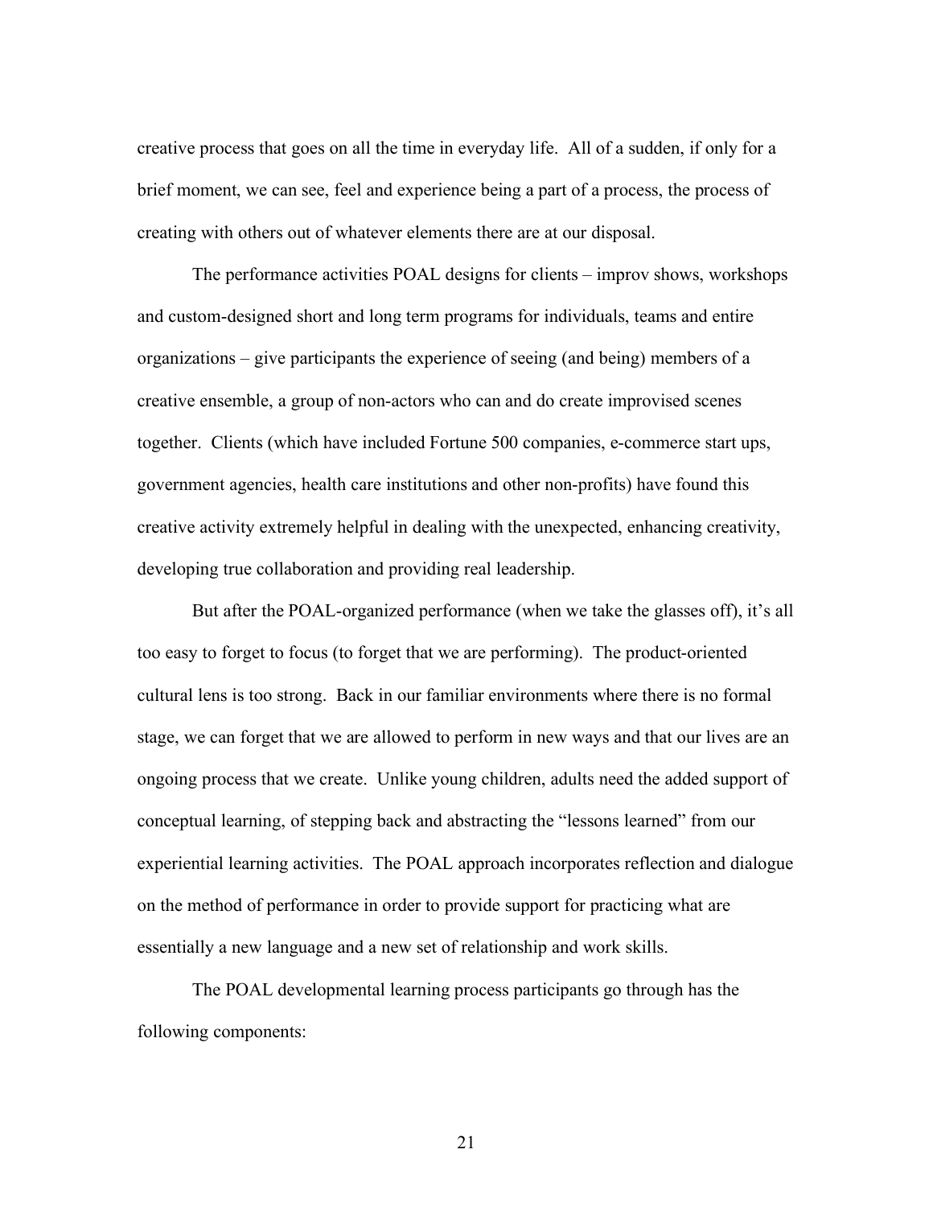creative process that goes on all the time in everyday life. All of a sudden, if only for a brief moment, we can see, feel and experience being a part of a process, the process of creating with others out of whatever elements there are at our disposal.

The performance activities POAL designs for clients – improv shows, workshops and custom-designed short and long term programs for individuals, teams and entire organizations – give participants the experience of seeing (and being) members of a creative ensemble, a group of non-actors who can and do create improvised scenes together. Clients (which have included Fortune 500 companies, e-commerce start ups, government agencies, health care institutions and other non-profits) have found this creative activity extremely helpful in dealing with the unexpected, enhancing creativity, developing true collaboration and providing real leadership.

But after the POAL-organized performance (when we take the glasses off), it's all too easy to forget to focus (to forget that we are performing). The product-oriented cultural lens is too strong. Back in our familiar environments where there is no formal stage, we can forget that we are allowed to perform in new ways and that our lives are an ongoing process that we create. Unlike young children, adults need the added support of conceptual learning, of stepping back and abstracting the "lessons learned" from our experiential learning activities. The POAL approach incorporates reflection and dialogue on the method of performance in order to provide support for practicing what are essentially a new language and a new set of relationship and work skills.

The POAL developmental learning process participants go through has the following components: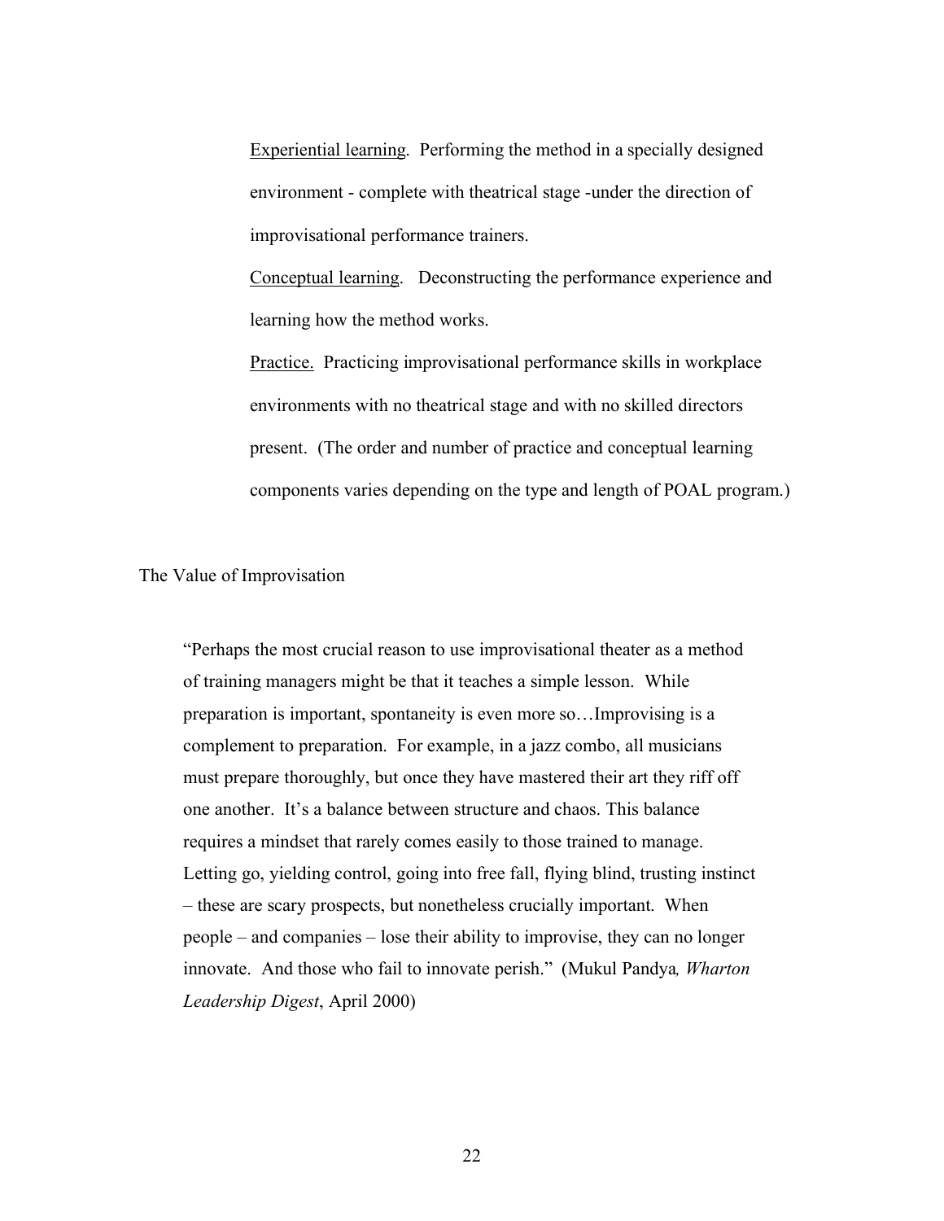<u>Experiential learning</u>. Performing the method in a specially designed environment - complete with theatrical stage -under the direction of improvisational performance trainers.

<u>Conceptual learning</u>. Deconstructing the performance experience and learning how the method works.

<u>Practice.</u> Practicing improvisational performance skills in workplace environments with no theatrical stage and with no skilled directors present. (The order and number of practice and conceptual learning components varies depending on the type and length of POAL program.)

## The Value of Improvisation

> "Perhaps the most crucial reason to use improvisational theater as a method of training managers might be that it teaches a simple lesson. While preparation is important, spontaneity is even more so…Improvising is a complement to preparation. For example, in a jazz combo, all musicians must prepare thoroughly, but once they have mastered their art they riff off one another. It's a balance between structure and chaos. This balance requires a mindset that rarely comes easily to those trained to manage. Letting go, yielding control, going into free fall, flying blind, trusting instinct – these are scary prospects, but nonetheless crucially important. When people – and companies – lose their ability to improvise, they can no longer innovate. And those who fail to innovate perish." (Mukul Pandya*, Wharton Leadership Digest*, April 2000)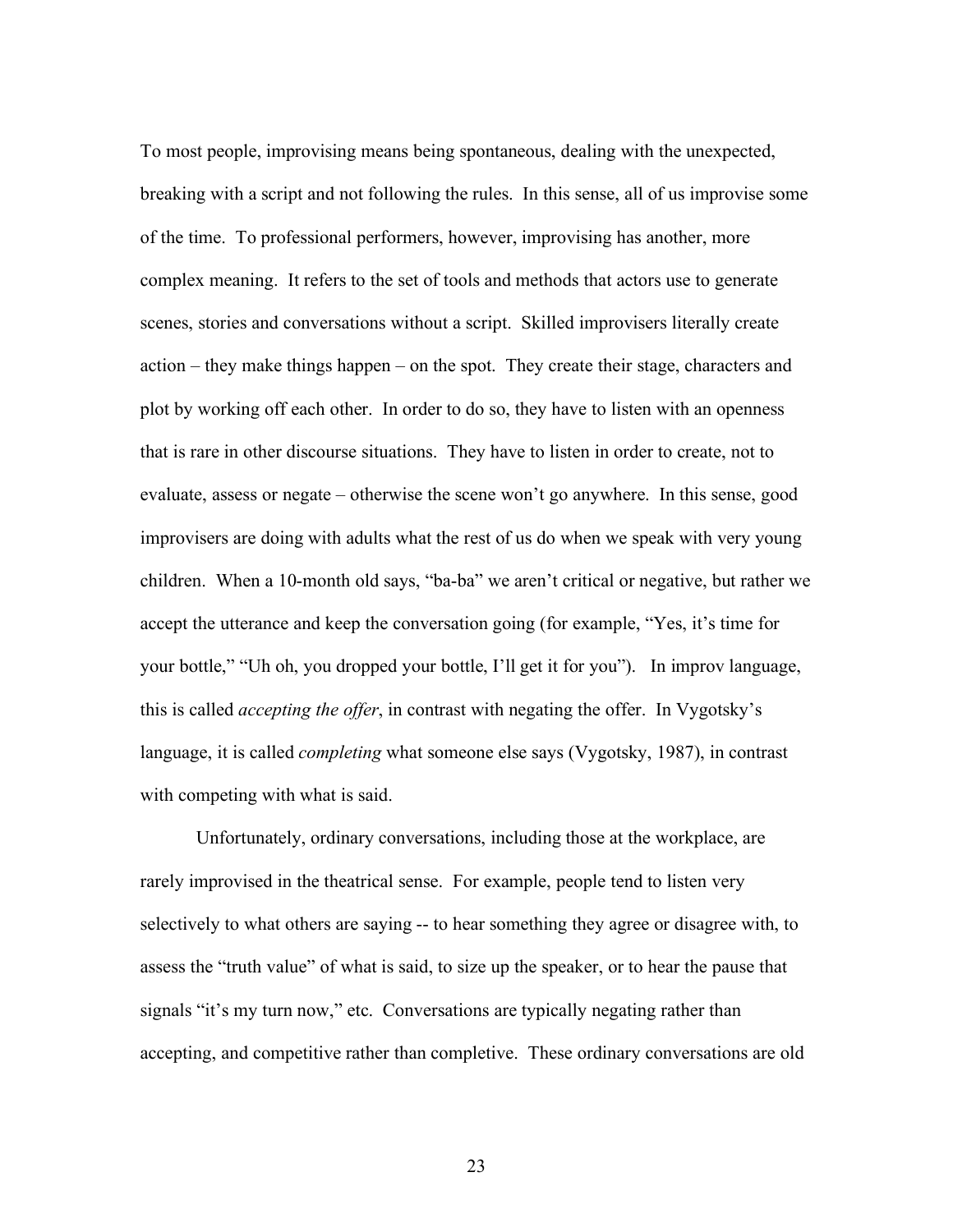To most people, improvising means being spontaneous, dealing with the unexpected, breaking with a script and not following the rules. In this sense, all of us improvise some of the time. To professional performers, however, improvising has another, more complex meaning. It refers to the set of tools and methods that actors use to generate scenes, stories and conversations without a script. Skilled improvisers literally create action – they make things happen – on the spot. They create their stage, characters and plot by working off each other. In order to do so, they have to listen with an openness that is rare in other discourse situations. They have to listen in order to create, not to evaluate, assess or negate – otherwise the scene won't go anywhere. In this sense, good improvisers are doing with adults what the rest of us do when we speak with very young children. When a 10-month old says, "ba-ba" we aren't critical or negative, but rather we accept the utterance and keep the conversation going (for example, "Yes, it's time for your bottle," "Uh oh, you dropped your bottle, I'll get it for you"). In improv language, this is called *accepting the offer*, in contrast with negating the offer. In Vygotsky's language, it is called *completing* what someone else says (Vygotsky, 1987), in contrast with competing with what is said.

Unfortunately, ordinary conversations, including those at the workplace, are rarely improvised in the theatrical sense. For example, people tend to listen very selectively to what others are saying -- to hear something they agree or disagree with, to assess the "truth value" of what is said, to size up the speaker, or to hear the pause that signals "it's my turn now," etc. Conversations are typically negating rather than accepting, and competitive rather than completive. These ordinary conversations are old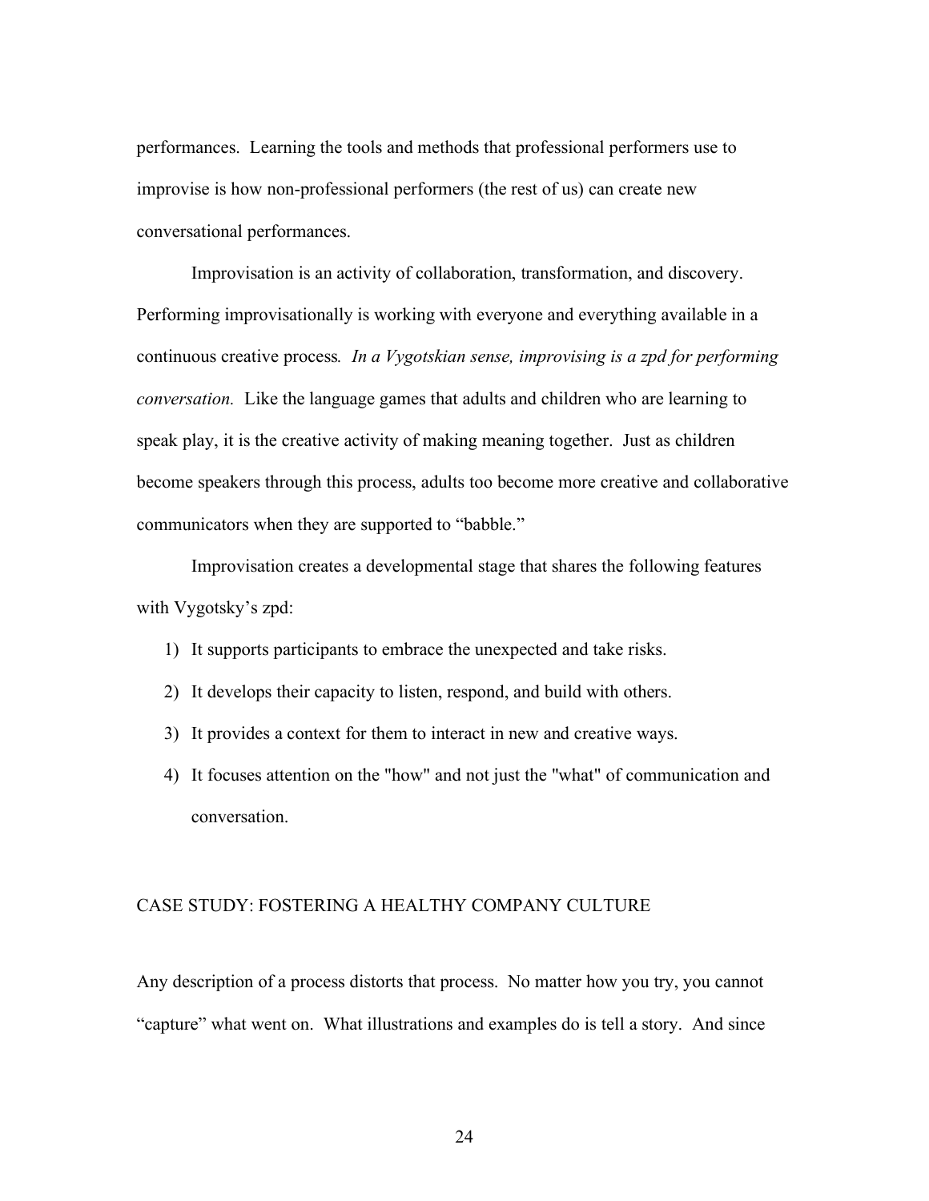performances. Learning the tools and methods that professional performers use to improvise is how non-professional performers (the rest of us) can create new conversational performances.

Improvisation is an activity of collaboration, transformation, and discovery. Performing improvisationally is working with everyone and everything available in a continuous creative process. *In a Vygotskian sense, improvising is a zpd for performing conversation.* Like the language games that adults and children who are learning to speak play, it is the creative activity of making meaning together. Just as children become speakers through this process, adults too become more creative and collaborative communicators when they are supported to "babble."

Improvisation creates a developmental stage that shares the following features with Vygotsky's zpd:

1) It supports participants to embrace the unexpected and take risks.
2) It develops their capacity to listen, respond, and build with others.
3) It provides a context for them to interact in new and creative ways.
4) It focuses attention on the "how" and not just the "what" of communication and conversation.

## CASE STUDY: FOSTERING A HEALTHY COMPANY CULTURE

Any description of a process distorts that process. No matter how you try, you cannot "capture" what went on. What illustrations and examples do is tell a story. And since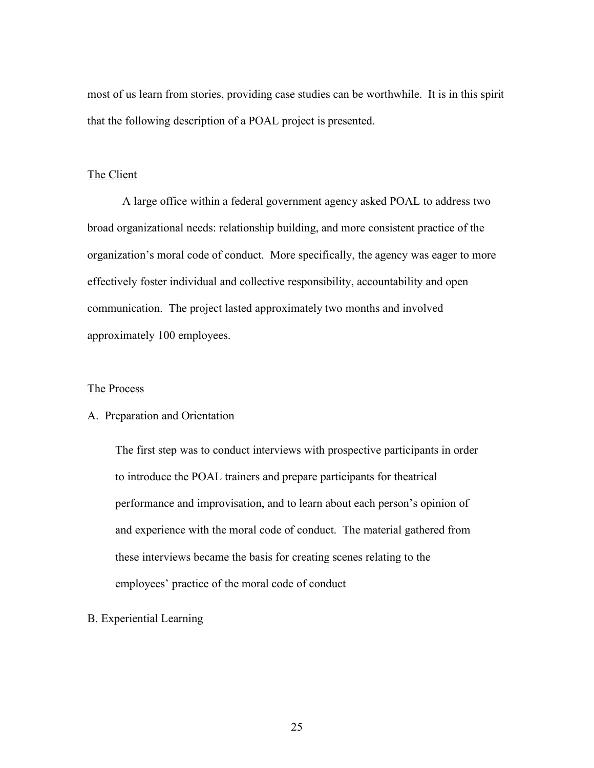most of us learn from stories, providing case studies can be worthwhile. It is in this spirit that the following description of a POAL project is presented.

## The Client

A large office within a federal government agency asked POAL to address two broad organizational needs: relationship building, and more consistent practice of the organization's moral code of conduct. More specifically, the agency was eager to more effectively foster individual and collective responsibility, accountability and open communication. The project lasted approximately two months and involved approximately 100 employees.

## The Process

### A. Preparation and Orientation

The first step was to conduct interviews with prospective participants in order to introduce the POAL trainers and prepare participants for theatrical performance and improvisation, and to learn about each person's opinion of and experience with the moral code of conduct. The material gathered from these interviews became the basis for creating scenes relating to the employees' practice of the moral code of conduct

### B. Experiential Learning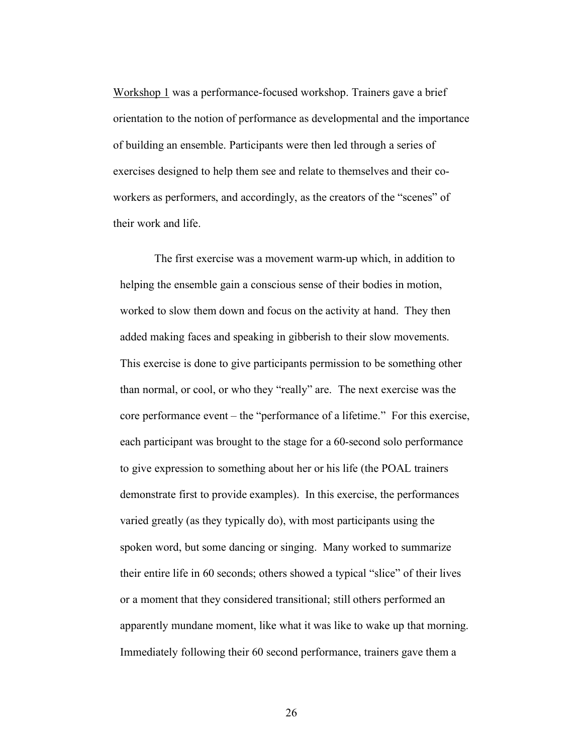<u>Workshop 1</u> was a performance-focused workshop. Trainers gave a brief orientation to the notion of performance as developmental and the importance of building an ensemble. Participants were then led through a series of exercises designed to help them see and relate to themselves and their co-workers as performers, and accordingly, as the creators of the "scenes" of their work and life.

The first exercise was a movement warm-up which, in addition to helping the ensemble gain a conscious sense of their bodies in motion, worked to slow them down and focus on the activity at hand. They then added making faces and speaking in gibberish to their slow movements. This exercise is done to give participants permission to be something other than normal, or cool, or who they "really" are. The next exercise was the core performance event – the "performance of a lifetime." For this exercise, each participant was brought to the stage for a 60-second solo performance to give expression to something about her or his life (the POAL trainers demonstrate first to provide examples). In this exercise, the performances varied greatly (as they typically do), with most participants using the spoken word, but some dancing or singing. Many worked to summarize their entire life in 60 seconds; others showed a typical "slice" of their lives or a moment that they considered transitional; still others performed an apparently mundane moment, like what it was like to wake up that morning. Immediately following their 60 second performance, trainers gave them a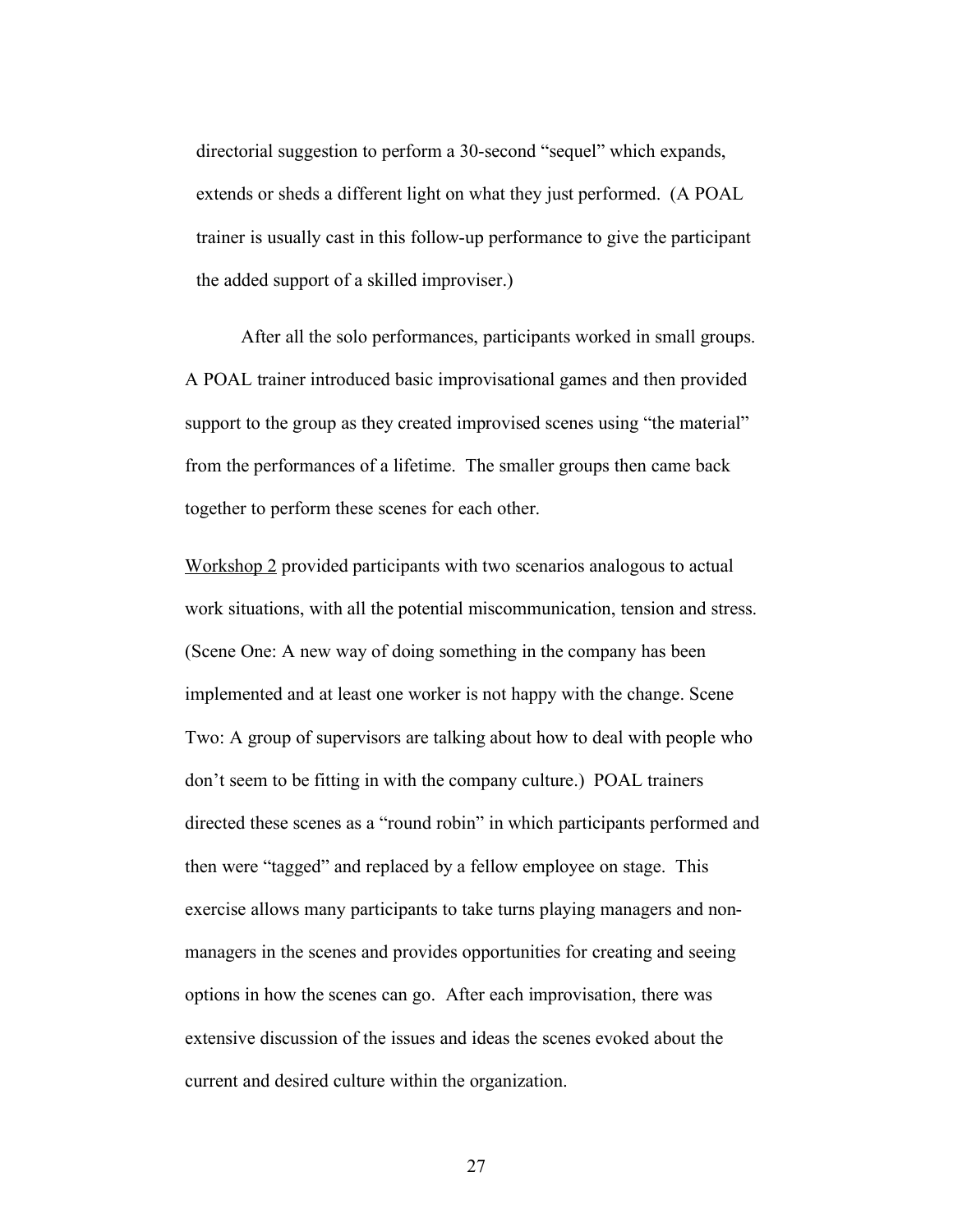directorial suggestion to perform a 30-second "sequel" which expands, extends or sheds a different light on what they just performed. (A POAL trainer is usually cast in this follow-up performance to give the participant the added support of a skilled improviser.)

After all the solo performances, participants worked in small groups. A POAL trainer introduced basic improvisational games and then provided support to the group as they created improvised scenes using "the material" from the performances of a lifetime. The smaller groups then came back together to perform these scenes for each other.

<u>Workshop 2</u> provided participants with two scenarios analogous to actual work situations, with all the potential miscommunication, tension and stress. (Scene One: A new way of doing something in the company has been implemented and at least one worker is not happy with the change. Scene Two: A group of supervisors are talking about how to deal with people who don't seem to be fitting in with the company culture.) POAL trainers directed these scenes as a "round robin" in which participants performed and then were "tagged" and replaced by a fellow employee on stage. This exercise allows many participants to take turns playing managers and non-managers in the scenes and provides opportunities for creating and seeing options in how the scenes can go. After each improvisation, there was extensive discussion of the issues and ideas the scenes evoked about the current and desired culture within the organization.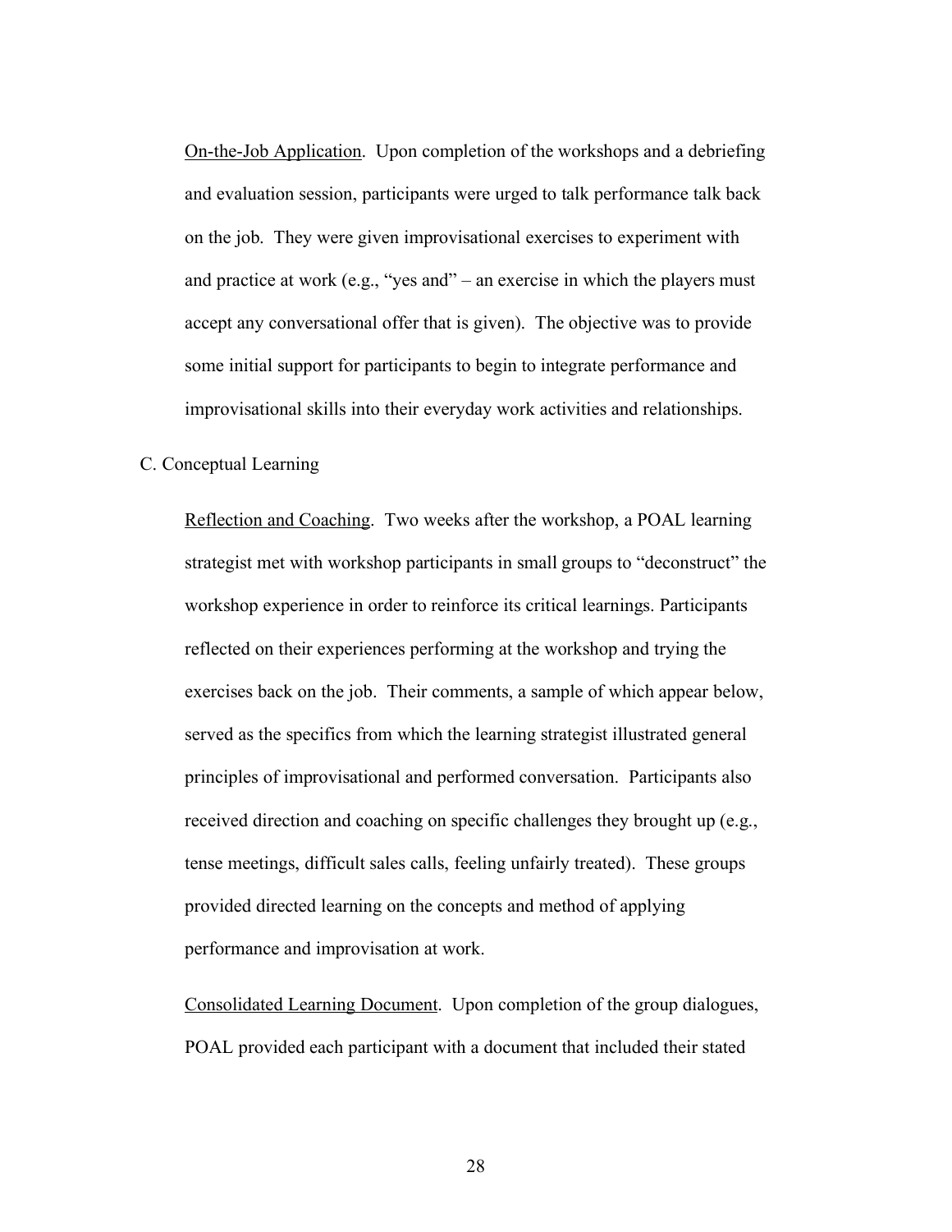On-the-Job Application. Upon completion of the workshops and a debriefing and evaluation session, participants were urged to talk performance talk back on the job. They were given improvisational exercises to experiment with and practice at work (e.g., "yes and" – an exercise in which the players must accept any conversational offer that is given). The objective was to provide some initial support for participants to begin to integrate performance and improvisational skills into their everyday work activities and relationships.

C. Conceptual Learning

Reflection and Coaching. Two weeks after the workshop, a POAL learning strategist met with workshop participants in small groups to "deconstruct" the workshop experience in order to reinforce its critical learnings. Participants reflected on their experiences performing at the workshop and trying the exercises back on the job. Their comments, a sample of which appear below, served as the specifics from which the learning strategist illustrated general principles of improvisational and performed conversation. Participants also received direction and coaching on specific challenges they brought up (e.g., tense meetings, difficult sales calls, feeling unfairly treated). These groups provided directed learning on the concepts and method of applying performance and improvisation at work.

Consolidated Learning Document. Upon completion of the group dialogues, POAL provided each participant with a document that included their stated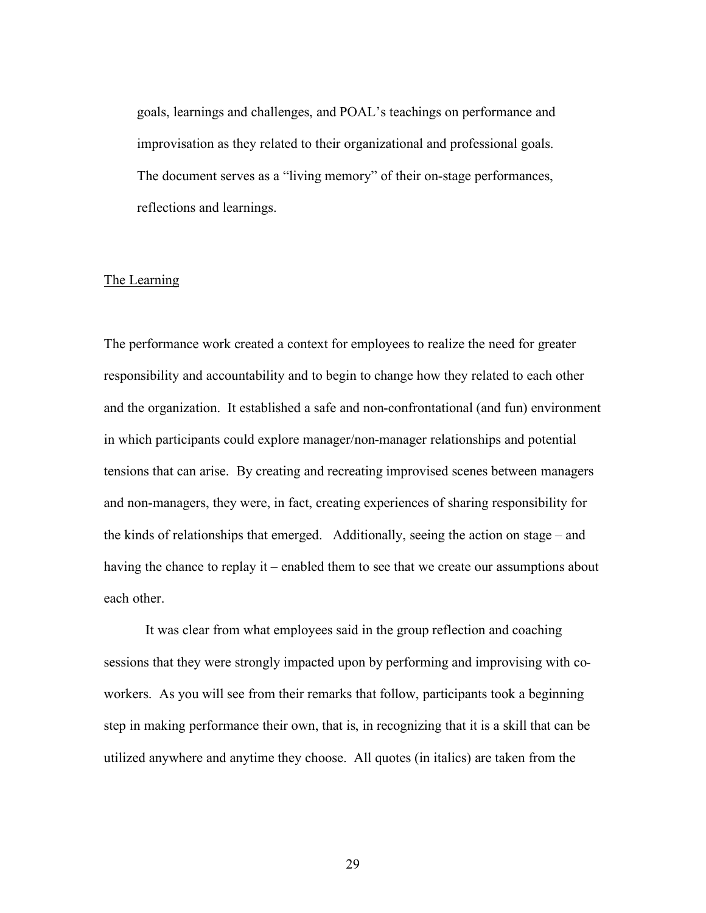goals, learnings and challenges, and POAL's teachings on performance and improvisation as they related to their organizational and professional goals. The document serves as a "living memory" of their on-stage performances, reflections and learnings.

<u>The Learning</u>

The performance work created a context for employees to realize the need for greater responsibility and accountability and to begin to change how they related to each other and the organization. It established a safe and non-confrontational (and fun) environment in which participants could explore manager/non-manager relationships and potential tensions that can arise. By creating and recreating improvised scenes between managers and non-managers, they were, in fact, creating experiences of sharing responsibility for the kinds of relationships that emerged. Additionally, seeing the action on stage – and having the chance to replay it – enabled them to see that we create our assumptions about each other.

It was clear from what employees said in the group reflection and coaching sessions that they were strongly impacted upon by performing and improvising with co-workers. As you will see from their remarks that follow, participants took a beginning step in making performance their own, that is, in recognizing that it is a skill that can be utilized anywhere and anytime they choose. All quotes (in italics) are taken from the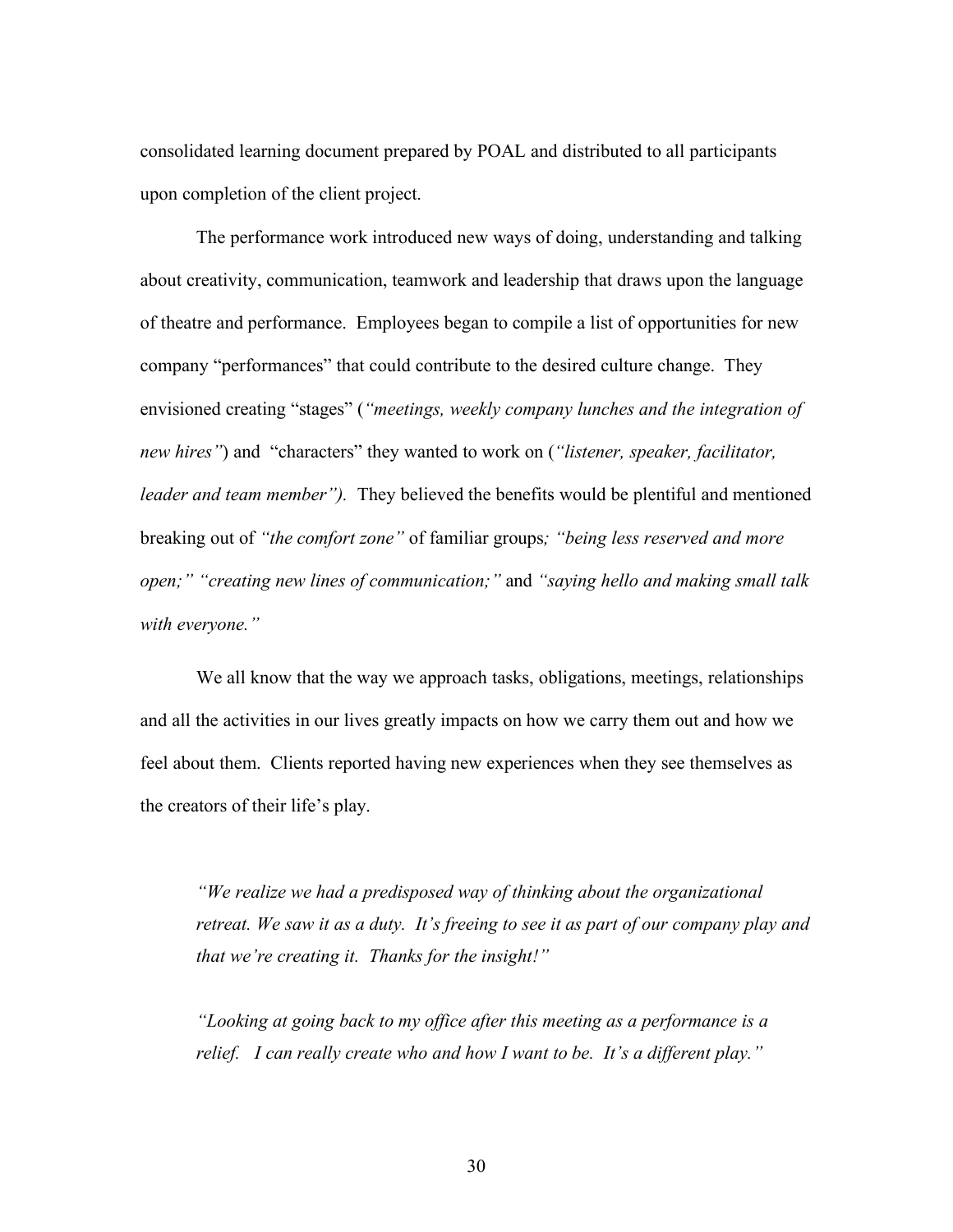consolidated learning document prepared by POAL and distributed to all participants upon completion of the client project.

The performance work introduced new ways of doing, understanding and talking about creativity, communication, teamwork and leadership that draws upon the language of theatre and performance. Employees began to compile a list of opportunities for new company "performances" that could contribute to the desired culture change. They envisioned creating "stages" (*"meetings, weekly company lunches and the integration of new hires"*) and "characters" they wanted to work on (*"listener, speaker, facilitator, leader and team member").* They believed the benefits would be plentiful and mentioned breaking out of *"the comfort zone"* of familiar groups*; "being less reserved and more open;" "creating new lines of communication;"* and *"saying hello and making small talk with everyone."*

We all know that the way we approach tasks, obligations, meetings, relationships and all the activities in our lives greatly impacts on how we carry them out and how we feel about them. Clients reported having new experiences when they see themselves as the creators of their life's play.

> *"We realize we had a predisposed way of thinking about the organizational retreat. We saw it as a duty. It's freeing to see it as part of our company play and that we're creating it. Thanks for the insight!"*

> *"Looking at going back to my office after this meeting as a performance is a relief. I can really create who and how I want to be. It's a different play."*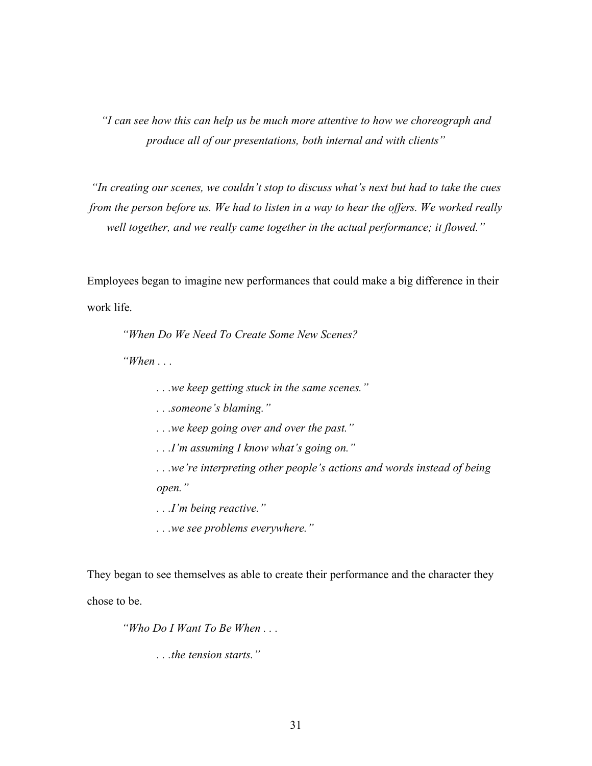*"I can see how this can help us be much more attentive to how we choreograph and produce all of our presentations, both internal and with clients"*

*"In creating our scenes, we couldn't stop to discuss what's next but had to take the cues from the person before us. We had to listen in a way to hear the offers. We worked really well together, and we really came together in the actual performance; it flowed."*

Employees began to imagine new performances that could make a big difference in their work life.

> *"When Do We Need To Create Some New Scenes?*
>
> *"When . . .*
>
> > *. . .we keep getting stuck in the same scenes."*
> >
> > *. . .someone's blaming."*
> >
> > *. . .we keep going over and over the past."*
> >
> > *. . .I'm assuming I know what's going on."*
> >
> > *. . .we're interpreting other people's actions and words instead of being open."*
> >
> > *. . .I'm being reactive."*
> >
> > *. . .we see problems everywhere."*

They began to see themselves as able to create their performance and the character they chose to be.

> *"Who Do I Want To Be When . . .*
>
> > *. . .the tension starts."*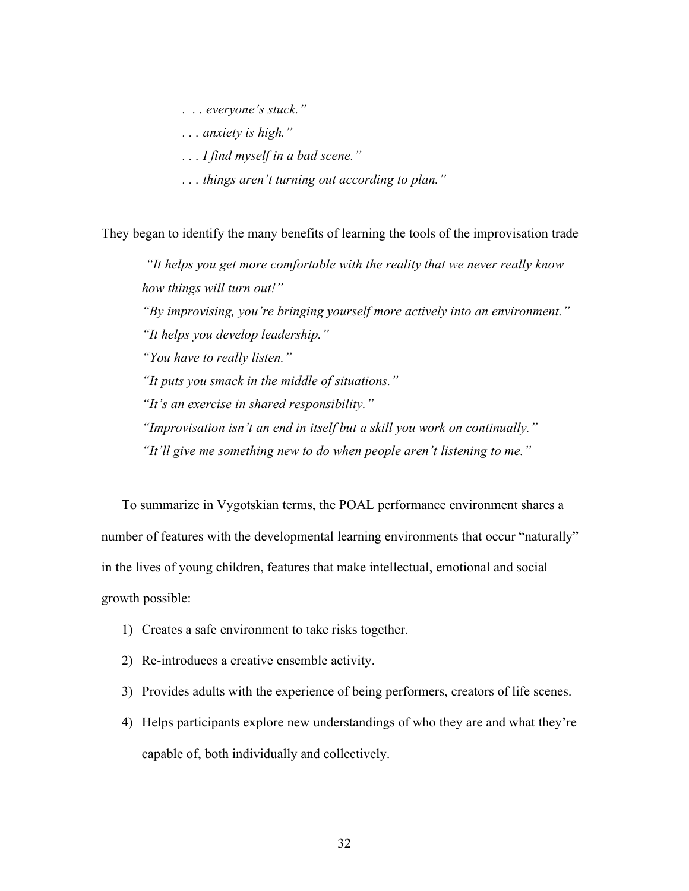*. . . everyone's stuck."*

*. . . anxiety is high."*

*. . . I find myself in a bad scene."*

*. . . things aren't turning out according to plan."*

They began to identify the many benefits of learning the tools of the improvisation trade

> *"It helps you get more comfortable with the reality that we never really know how things will turn out!"*
>
> *"By improvising, you're bringing yourself more actively into an environment."*
>
> *"It helps you develop leadership."*
>
> *"You have to really listen."*
>
> *"It puts you smack in the middle of situations."*
>
> *"It's an exercise in shared responsibility."*
>
> *"Improvisation isn't an end in itself but a skill you work on continually."*
>
> *"It'll give me something new to do when people aren't listening to me."*

To summarize in Vygotskian terms, the POAL performance environment shares a number of features with the developmental learning environments that occur "naturally" in the lives of young children, features that make intellectual, emotional and social growth possible:

1) Creates a safe environment to take risks together.
2) Re-introduces a creative ensemble activity.
3) Provides adults with the experience of being performers, creators of life scenes.
4) Helps participants explore new understandings of who they are and what they're capable of, both individually and collectively.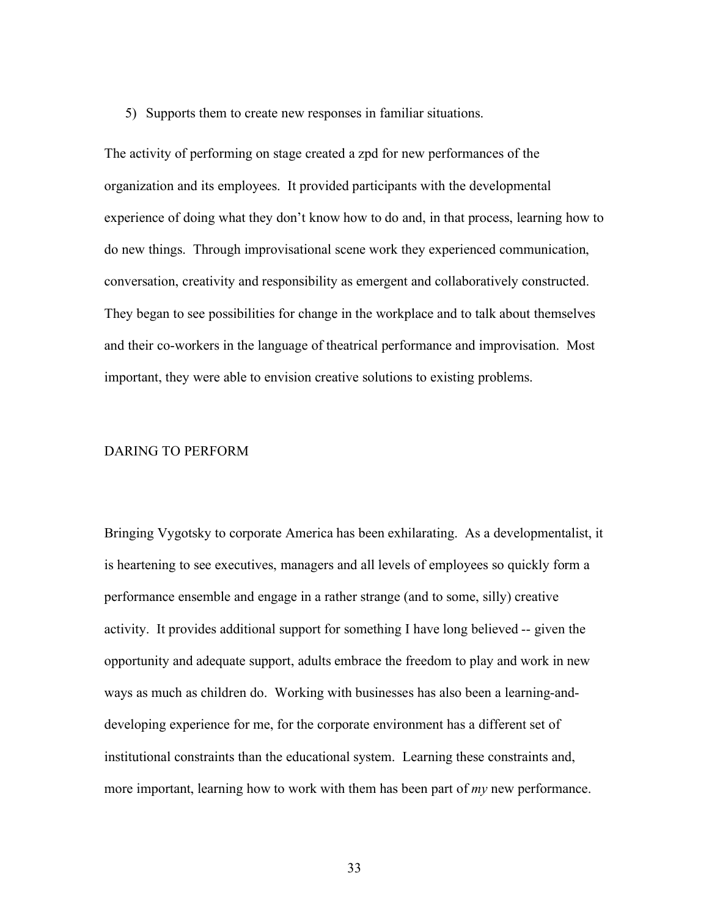5) Supports them to create new responses in familiar situations.

The activity of performing on stage created a zpd for new performances of the organization and its employees. It provided participants with the developmental experience of doing what they don't know how to do and, in that process, learning how to do new things. Through improvisational scene work they experienced communication, conversation, creativity and responsibility as emergent and collaboratively constructed. They began to see possibilities for change in the workplace and to talk about themselves and their co-workers in the language of theatrical performance and improvisation. Most important, they were able to envision creative solutions to existing problems.

## DARING TO PERFORM

Bringing Vygotsky to corporate America has been exhilarating. As a developmentalist, it is heartening to see executives, managers and all levels of employees so quickly form a performance ensemble and engage in a rather strange (and to some, silly) creative activity. It provides additional support for something I have long believed -- given the opportunity and adequate support, adults embrace the freedom to play and work in new ways as much as children do. Working with businesses has also been a learning-and-developing experience for me, for the corporate environment has a different set of institutional constraints than the educational system. Learning these constraints and, more important, learning how to work with them has been part of *my* new performance.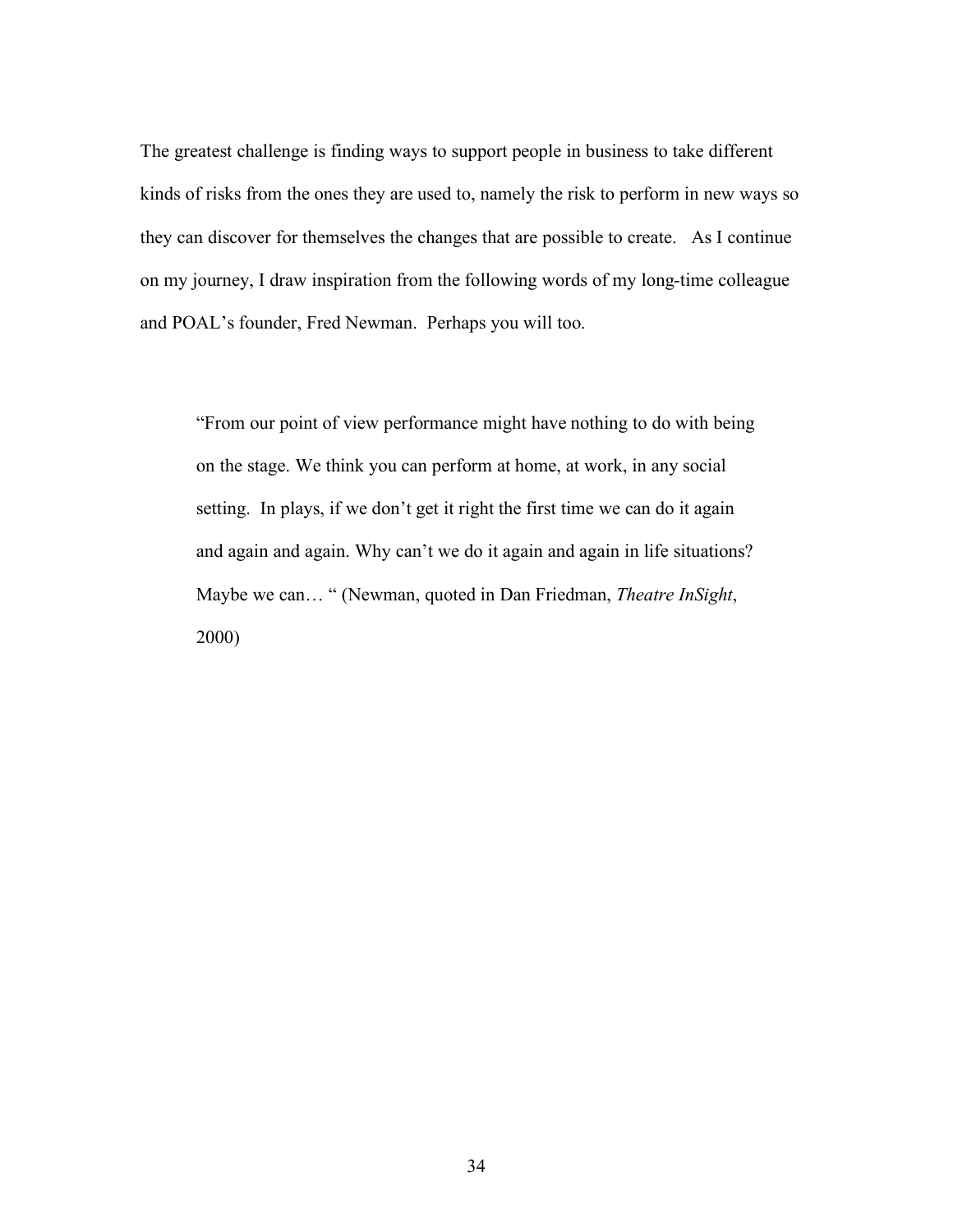The greatest challenge is finding ways to support people in business to take different kinds of risks from the ones they are used to, namely the risk to perform in new ways so they can discover for themselves the changes that are possible to create.   As I continue on my journey, I draw inspiration from the following words of my long-time colleague and POAL's founder, Fred Newman.  Perhaps you will too.

> "From our point of view performance might have nothing to do with being on the stage. We think you can perform at home, at work, in any social setting.  In plays, if we don't get it right the first time we can do it again and again and again. Why can't we do it again and again in life situations? Maybe we can… " (Newman, quoted in Dan Friedman, *Theatre InSight*, 2000)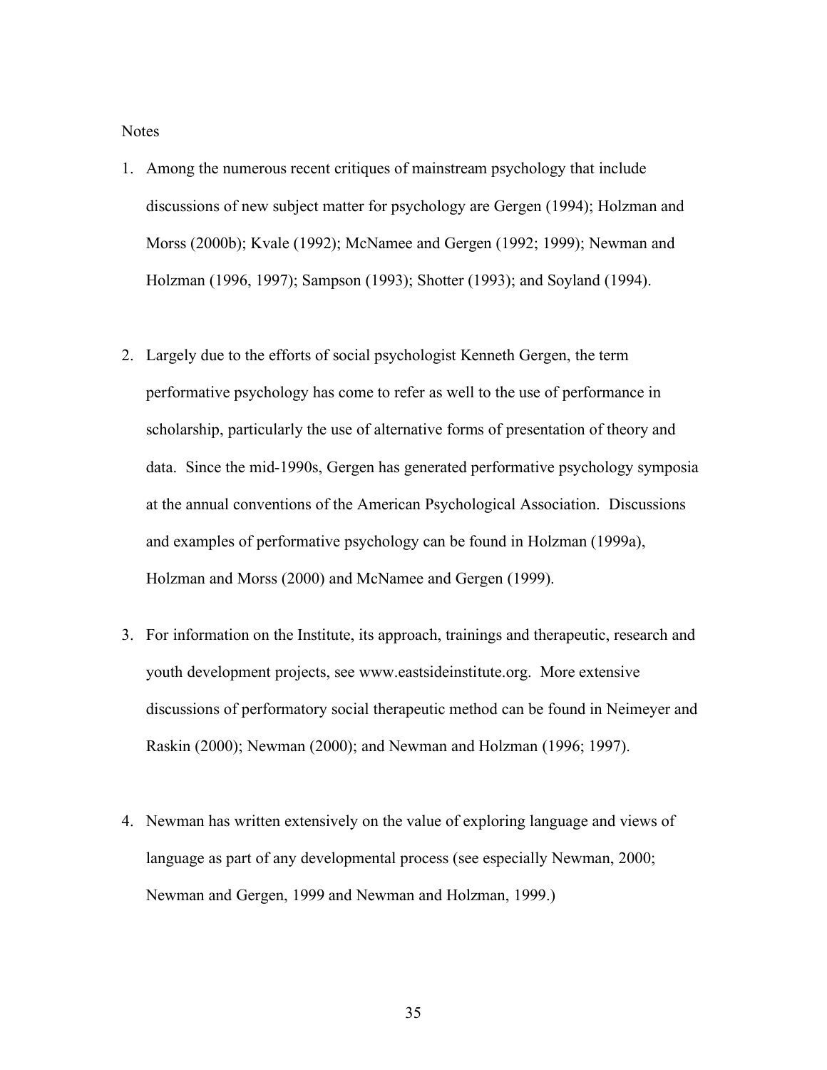Notes

1. Among the numerous recent critiques of mainstream psychology that include discussions of new subject matter for psychology are Gergen (1994); Holzman and Morss (2000b); Kvale (1992); McNamee and Gergen (1992; 1999); Newman and Holzman (1996, 1997); Sampson (1993); Shotter (1993); and Soyland (1994).

2. Largely due to the efforts of social psychologist Kenneth Gergen, the term performative psychology has come to refer as well to the use of performance in scholarship, particularly the use of alternative forms of presentation of theory and data. Since the mid-1990s, Gergen has generated performative psychology symposia at the annual conventions of the American Psychological Association. Discussions and examples of performative psychology can be found in Holzman (1999a), Holzman and Morss (2000) and McNamee and Gergen (1999).

3. For information on the Institute, its approach, trainings and therapeutic, research and youth development projects, see www.eastsideinstitute.org. More extensive discussions of performatory social therapeutic method can be found in Neimeyer and Raskin (2000); Newman (2000); and Newman and Holzman (1996; 1997).

4. Newman has written extensively on the value of exploring language and views of language as part of any developmental process (see especially Newman, 2000; Newman and Gergen, 1999 and Newman and Holzman, 1999.)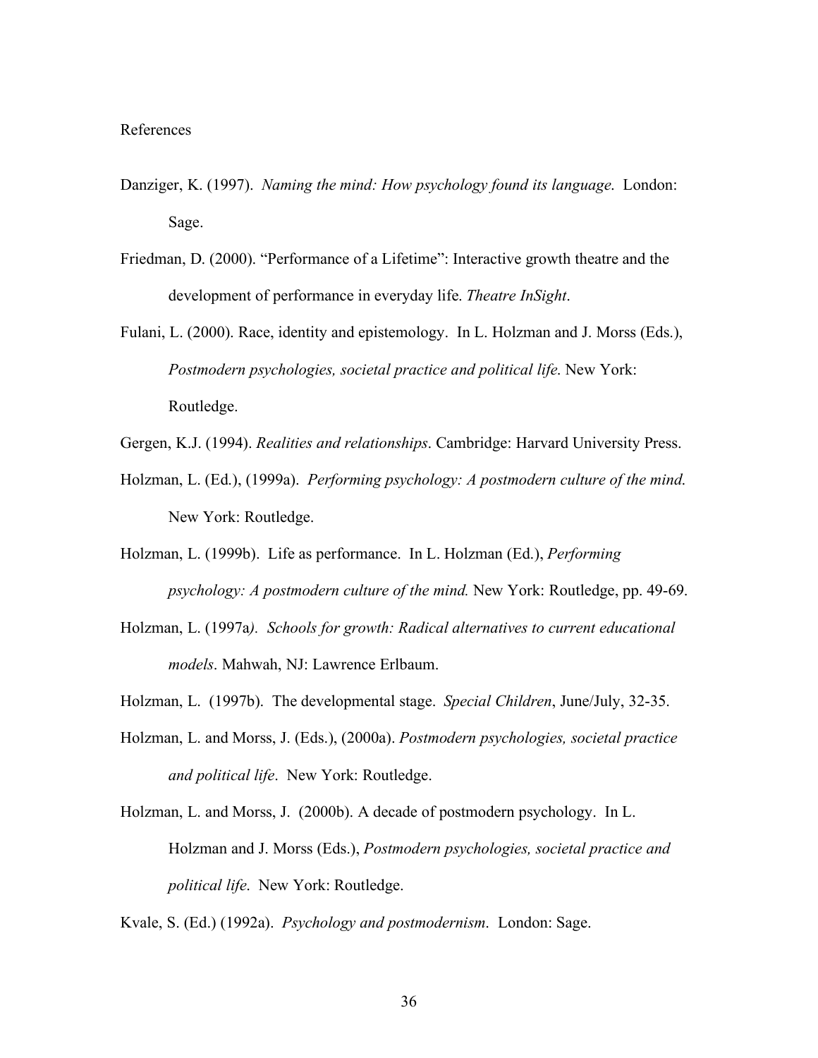References

Danziger, K. (1997). *Naming the mind: How psychology found its language.* London: Sage.

Friedman, D. (2000). "Performance of a Lifetime": Interactive growth theatre and the development of performance in everyday life. *Theatre InSight*.

Fulani, L. (2000). Race, identity and epistemology. In L. Holzman and J. Morss (Eds.), *Postmodern psychologies, societal practice and political life.* New York: Routledge.

Gergen, K.J. (1994). *Realities and relationships*. Cambridge: Harvard University Press.

Holzman, L. (Ed.), (1999a). *Performing psychology: A postmodern culture of the mind.* New York: Routledge.

Holzman, L. (1999b). Life as performance. In L. Holzman (Ed.), *Performing psychology: A postmodern culture of the mind.* New York: Routledge, pp. 49-69.

Holzman, L. (1997a). *Schools for growth: Radical alternatives to current educational models*. Mahwah, NJ: Lawrence Erlbaum.

Holzman, L. (1997b). The developmental stage. *Special Children*, June/July, 32-35.

Holzman, L. and Morss, J. (Eds.), (2000a). *Postmodern psychologies, societal practice and political life*. New York: Routledge.

Holzman, L. and Morss, J. (2000b). A decade of postmodern psychology. In L. Holzman and J. Morss (Eds.), *Postmodern psychologies, societal practice and political life*. New York: Routledge.

Kvale, S. (Ed.) (1992a). *Psychology and postmodernism*. London: Sage.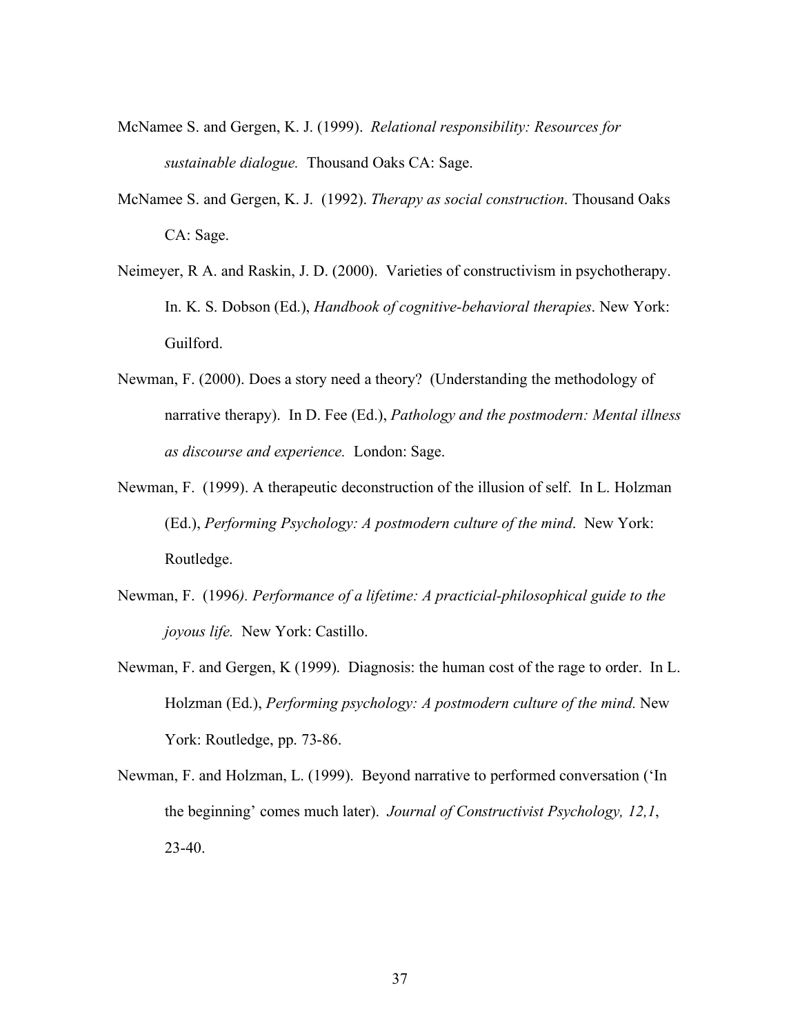McNamee S. and Gergen, K. J. (1999). *Relational responsibility: Resources for sustainable dialogue.* Thousand Oaks CA: Sage.

McNamee S. and Gergen, K. J. (1992). *Therapy as social construction*. Thousand Oaks CA: Sage.

Neimeyer, R A. and Raskin, J. D. (2000). Varieties of constructivism in psychotherapy. In. K. S. Dobson (Ed.), *Handbook of cognitive-behavioral therapies*. New York: Guilford.

Newman, F. (2000). Does a story need a theory? (Understanding the methodology of narrative therapy). In D. Fee (Ed.), *Pathology and the postmodern: Mental illness as discourse and experience.* London: Sage.

Newman, F. (1999). A therapeutic deconstruction of the illusion of self. In L. Holzman (Ed.), *Performing Psychology: A postmodern culture of the mind*. New York: Routledge.

Newman, F. (1996*). Performance of a lifetime: A practicial-philosophical guide to the joyous life.* New York: Castillo.

Newman, F. and Gergen, K (1999). Diagnosis: the human cost of the rage to order. In L. Holzman (Ed.), *Performing psychology: A postmodern culture of the mind.* New York: Routledge, pp. 73-86.

Newman, F. and Holzman, L. (1999). Beyond narrative to performed conversation ('In the beginning' comes much later). *Journal of Constructivist Psychology, 12,1*, 23-40.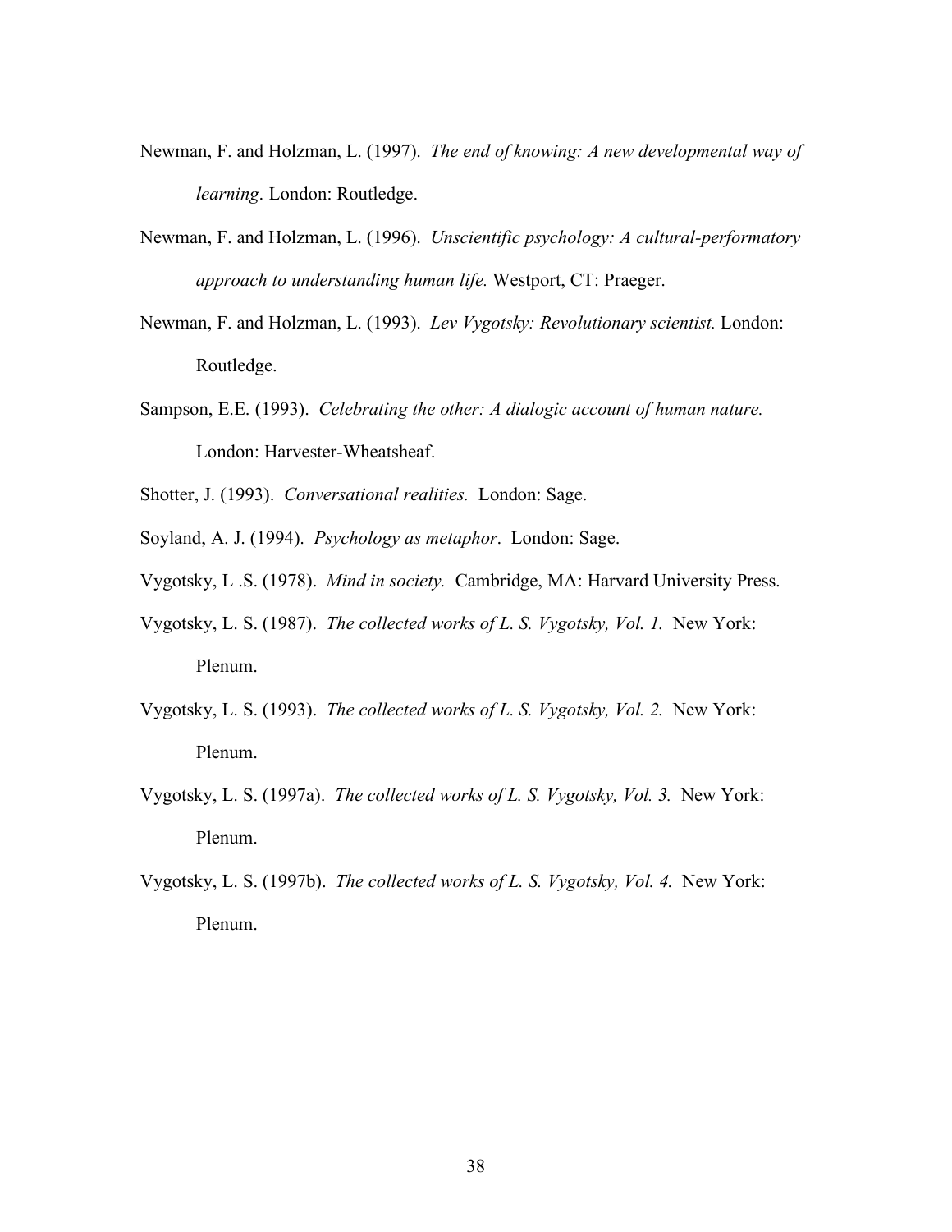Newman, F. and Holzman, L. (1997). *The end of knowing: A new developmental way of learning*. London: Routledge.

Newman, F. and Holzman, L. (1996). *Unscientific psychology: A cultural-performatory approach to understanding human life.* Westport, CT: Praeger.

Newman, F. and Holzman, L. (1993). *Lev Vygotsky: Revolutionary scientist.* London: Routledge.

Sampson, E.E. (1993). *Celebrating the other: A dialogic account of human nature.* London: Harvester-Wheatsheaf.

Shotter, J. (1993). *Conversational realities.* London: Sage.

Soyland, A. J. (1994). *Psychology as metaphor*. London: Sage.

Vygotsky, L .S. (1978). *Mind in society.* Cambridge, MA: Harvard University Press.

Vygotsky, L. S. (1987). *The collected works of L. S. Vygotsky, Vol. 1.* New York: Plenum.

Vygotsky, L. S. (1993). *The collected works of L. S. Vygotsky, Vol. 2.* New York: Plenum.

Vygotsky, L. S. (1997a). *The collected works of L. S. Vygotsky, Vol. 3.* New York: Plenum.

Vygotsky, L. S. (1997b). *The collected works of L. S. Vygotsky, Vol. 4.* New York: Plenum.